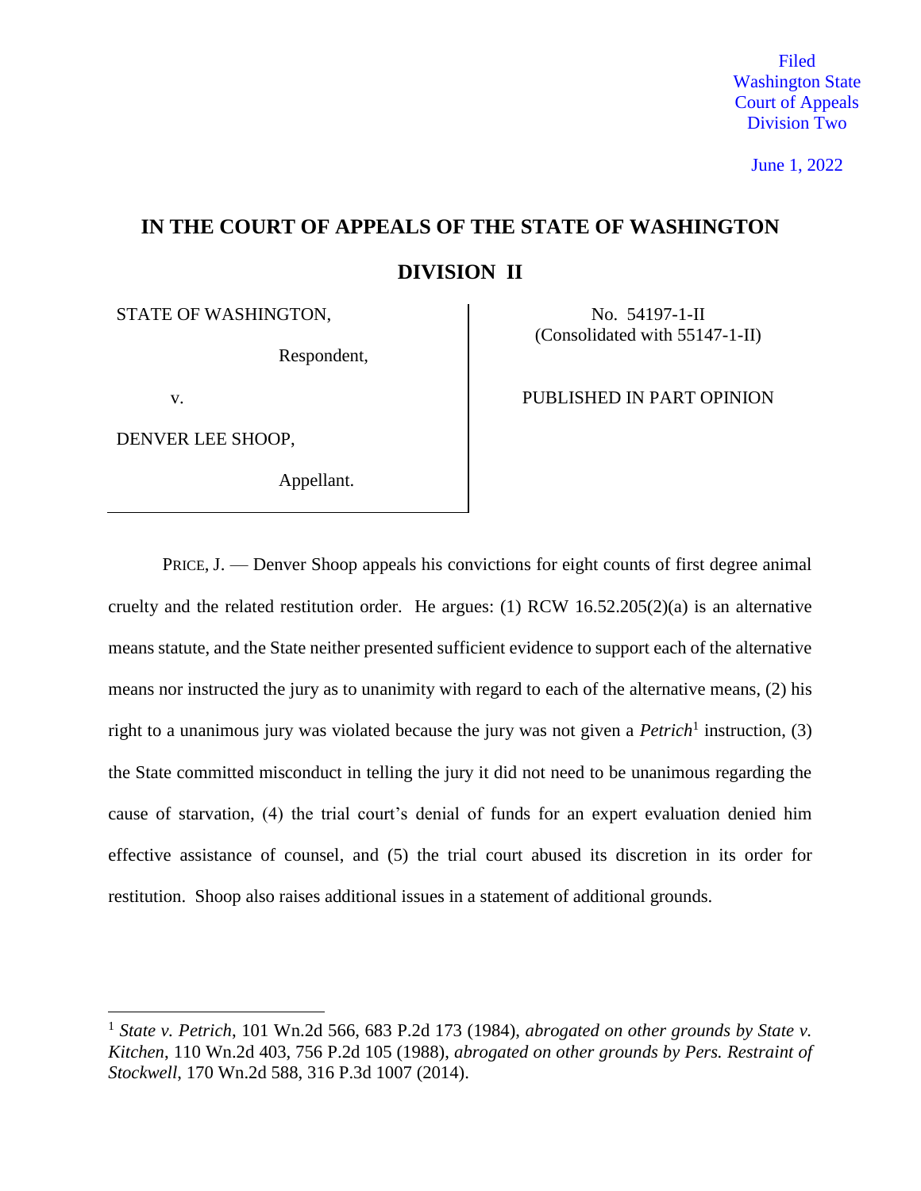Filed
Washington State
Court of Appeals
Division Two

June 1, 2022

# IN THE COURT OF APPEALS OF THE STATE OF WASHINGTON

## DIVISION II

| STATE OF WASHINGTON, Respondent, v. DENVER LEE SHOOP, Appellant. | No. 54197-1-II (Consolidated with 55147-1-II) PUBLISHED IN PART OPINION |
|---|---|

PRICE, J. — Denver Shoop appeals his convictions for eight counts of first degree animal cruelty and the related restitution order. He argues: (1) RCW 16.52.205(2)(a) is an alternative means statute, and the State neither presented sufficient evidence to support each of the alternative means nor instructed the jury as to unanimity with regard to each of the alternative means, (2) his right to a unanimous jury was violated because the jury was not given a *Petrich*[1] instruction, (3) the State committed misconduct in telling the jury it did not need to be unanimous regarding the cause of starvation, (4) the trial court's denial of funds for an expert evaluation denied him effective assistance of counsel, and (5) the trial court abused its discretion in its order for restitution. Shoop also raises additional issues in a statement of additional grounds.

[1] *State v. Petrich*, 101 Wn.2d 566, 683 P.2d 173 (1984), *abrogated on other grounds by State v. Kitchen*, 110 Wn.2d 403, 756 P.2d 105 (1988), *abrogated on other grounds by Pers. Restraint of Stockwell*, 170 Wn.2d 588, 316 P.3d 1007 (2014).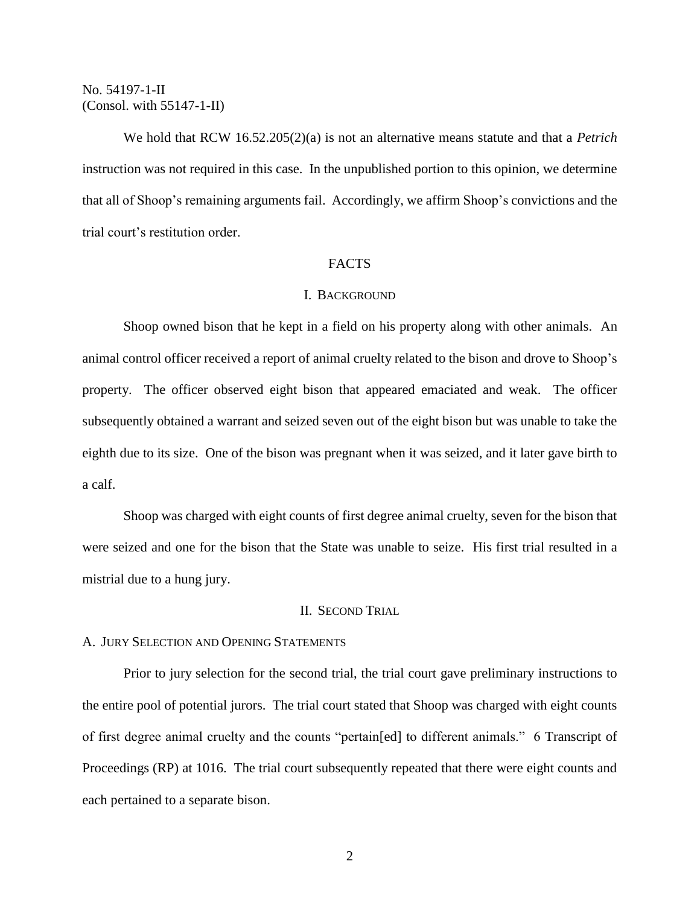We hold that RCW 16.52.205(2)(a) is not an alternative means statute and that a *Petrich* instruction was not required in this case. In the unpublished portion to this opinion, we determine that all of Shoop's remaining arguments fail. Accordingly, we affirm Shoop's convictions and the trial court's restitution order.

## FACTS

### I. Background

Shoop owned bison that he kept in a field on his property along with other animals. An animal control officer received a report of animal cruelty related to the bison and drove to Shoop's property. The officer observed eight bison that appeared emaciated and weak. The officer subsequently obtained a warrant and seized seven out of the eight bison but was unable to take the eighth due to its size. One of the bison was pregnant when it was seized, and it later gave birth to a calf.

Shoop was charged with eight counts of first degree animal cruelty, seven for the bison that were seized and one for the bison that the State was unable to seize. His first trial resulted in a mistrial due to a hung jury.

### II. Second Trial

#### A. Jury Selection and Opening Statements

Prior to jury selection for the second trial, the trial court gave preliminary instructions to the entire pool of potential jurors. The trial court stated that Shoop was charged with eight counts of first degree animal cruelty and the counts "pertain[ed] to different animals." 6 Transcript of Proceedings (RP) at 1016. The trial court subsequently repeated that there were eight counts and each pertained to a separate bison.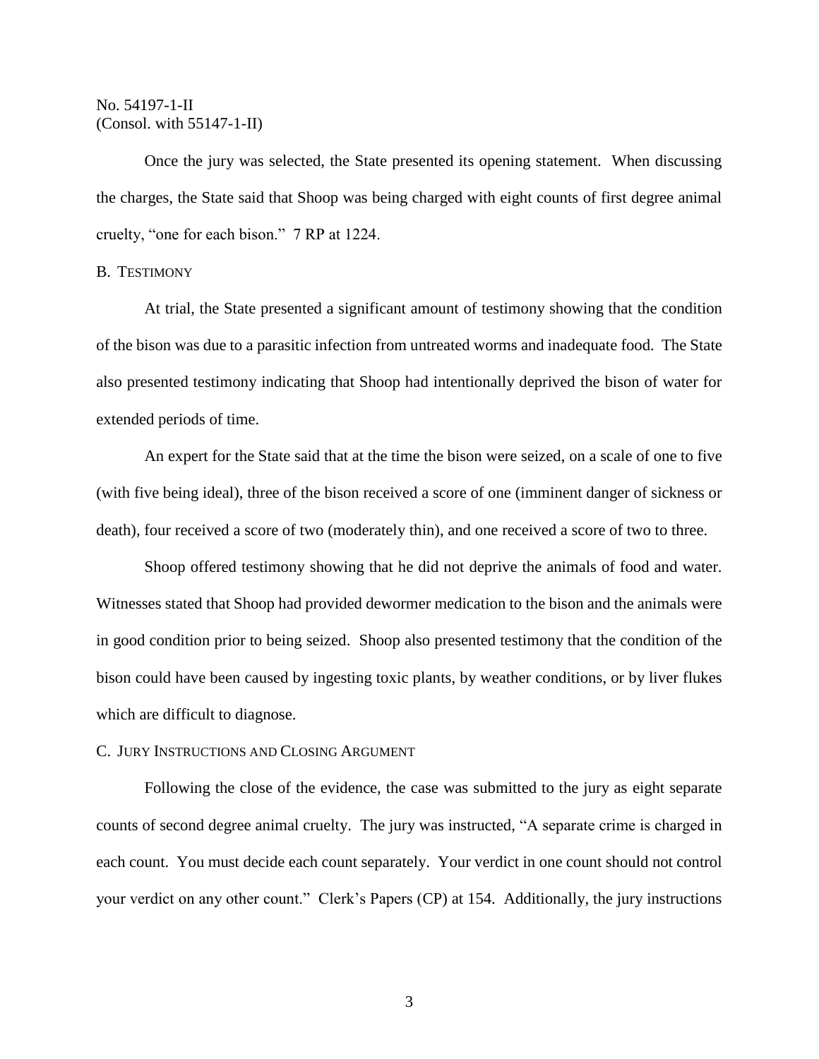Once the jury was selected, the State presented its opening statement. When discussing the charges, the State said that Shoop was being charged with eight counts of first degree animal cruelty, "one for each bison." 7 RP at 1224.

B. Testimony

At trial, the State presented a significant amount of testimony showing that the condition of the bison was due to a parasitic infection from untreated worms and inadequate food. The State also presented testimony indicating that Shoop had intentionally deprived the bison of water for extended periods of time.

An expert for the State said that at the time the bison were seized, on a scale of one to five (with five being ideal), three of the bison received a score of one (imminent danger of sickness or death), four received a score of two (moderately thin), and one received a score of two to three.

Shoop offered testimony showing that he did not deprive the animals of food and water. Witnesses stated that Shoop had provided dewormer medication to the bison and the animals were in good condition prior to being seized. Shoop also presented testimony that the condition of the bison could have been caused by ingesting toxic plants, by weather conditions, or by liver flukes which are difficult to diagnose.

C. Jury Instructions and Closing Argument

Following the close of the evidence, the case was submitted to the jury as eight separate counts of second degree animal cruelty. The jury was instructed, "A separate crime is charged in each count. You must decide each count separately. Your verdict in one count should not control your verdict on any other count." Clerk's Papers (CP) at 154. Additionally, the jury instructions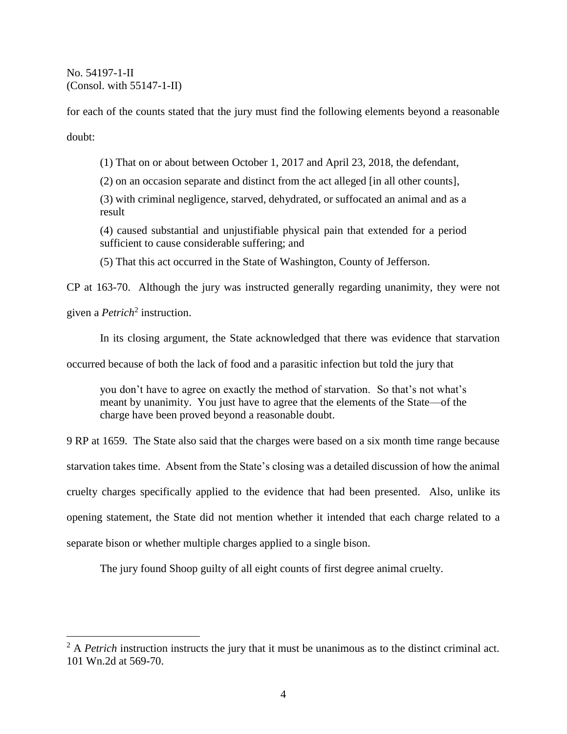for each of the counts stated that the jury must find the following elements beyond a reasonable doubt:

> (1) That on or about between October 1, 2017 and April 23, 2018, the defendant,
>
> (2) on an occasion separate and distinct from the act alleged [in all other counts],
>
> (3) with criminal negligence, starved, dehydrated, or suffocated an animal and as a result
>
> (4) caused substantial and unjustifiable physical pain that extended for a period sufficient to cause considerable suffering; and
>
> (5) That this act occurred in the State of Washington, County of Jefferson.

CP at 163-70. Although the jury was instructed generally regarding unanimity, they were not given a *Petrich*[2] instruction.

In its closing argument, the State acknowledged that there was evidence that starvation occurred because of both the lack of food and a parasitic infection but told the jury that

> you don't have to agree on exactly the method of starvation. So that's not what's meant by unanimity. You just have to agree that the elements of the State—of the charge have been proved beyond a reasonable doubt.

9 RP at 1659. The State also said that the charges were based on a six month time range because starvation takes time. Absent from the State's closing was a detailed discussion of how the animal cruelty charges specifically applied to the evidence that had been presented. Also, unlike its opening statement, the State did not mention whether it intended that each charge related to a separate bison or whether multiple charges applied to a single bison.

The jury found Shoop guilty of all eight counts of first degree animal cruelty.

---

[2] A *Petrich* instruction instructs the jury that it must be unanimous as to the distinct criminal act. 101 Wn.2d at 569-70.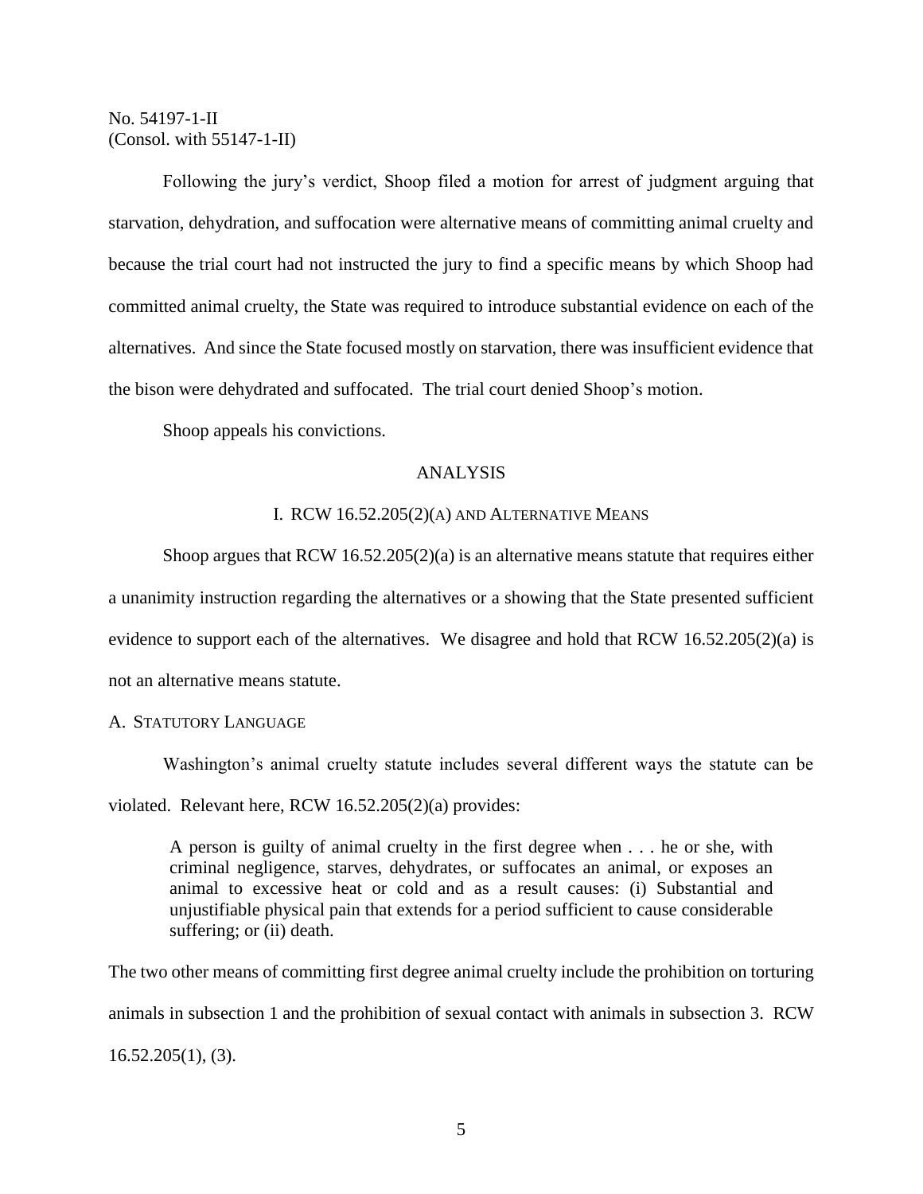No. 54197-1-II
(Consol. with 55147-1-II)

Following the jury's verdict, Shoop filed a motion for arrest of judgment arguing that starvation, dehydration, and suffocation were alternative means of committing animal cruelty and because the trial court had not instructed the jury to find a specific means by which Shoop had committed animal cruelty, the State was required to introduce substantial evidence on each of the alternatives. And since the State focused mostly on starvation, there was insufficient evidence that the bison were dehydrated and suffocated. The trial court denied Shoop's motion.

Shoop appeals his convictions.

## ANALYSIS

### I. RCW 16.52.205(2)(A) AND ALTERNATIVE MEANS

Shoop argues that RCW 16.52.205(2)(a) is an alternative means statute that requires either a unanimity instruction regarding the alternatives or a showing that the State presented sufficient evidence to support each of the alternatives. We disagree and hold that RCW 16.52.205(2)(a) is not an alternative means statute.

#### A. STATUTORY LANGUAGE

Washington's animal cruelty statute includes several different ways the statute can be violated. Relevant here, RCW 16.52.205(2)(a) provides:

> A person is guilty of animal cruelty in the first degree when . . . he or she, with criminal negligence, starves, dehydrates, or suffocates an animal, or exposes an animal to excessive heat or cold and as a result causes: (i) Substantial and unjustifiable physical pain that extends for a period sufficient to cause considerable suffering; or (ii) death.

The two other means of committing first degree animal cruelty include the prohibition on torturing animals in subsection 1 and the prohibition of sexual contact with animals in subsection 3. RCW 16.52.205(1), (3).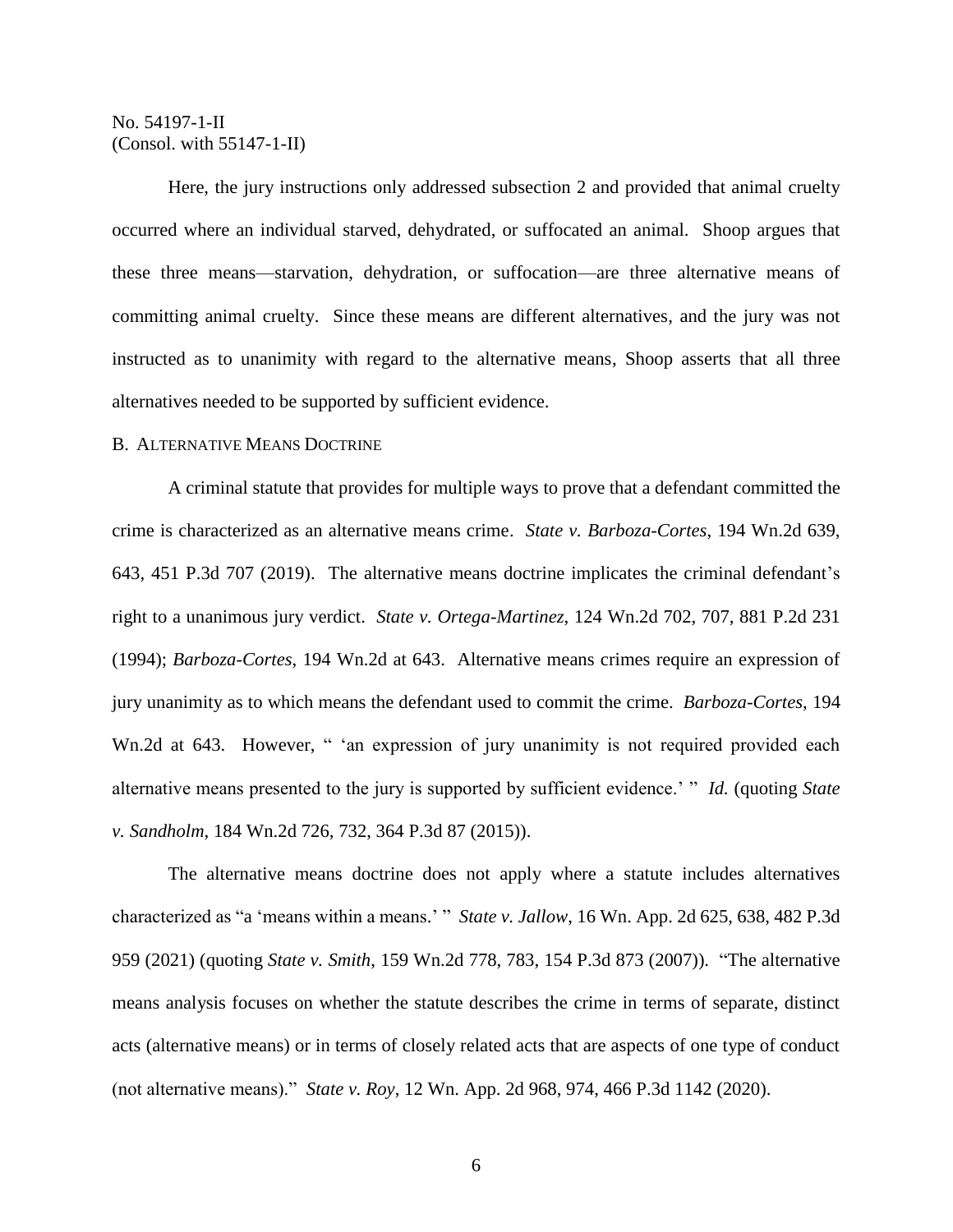Here, the jury instructions only addressed subsection 2 and provided that animal cruelty occurred where an individual starved, dehydrated, or suffocated an animal. Shoop argues that these three means—starvation, dehydration, or suffocation—are three alternative means of committing animal cruelty. Since these means are different alternatives, and the jury was not instructed as to unanimity with regard to the alternative means, Shoop asserts that all three alternatives needed to be supported by sufficient evidence.

B. ALTERNATIVE MEANS DOCTRINE

A criminal statute that provides for multiple ways to prove that a defendant committed the crime is characterized as an alternative means crime. *State v. Barboza-Cortes*, 194 Wn.2d 639, 643, 451 P.3d 707 (2019). The alternative means doctrine implicates the criminal defendant's right to a unanimous jury verdict. *State v. Ortega-Martinez*, 124 Wn.2d 702, 707, 881 P.2d 231 (1994); *Barboza-Cortes*, 194 Wn.2d at 643. Alternative means crimes require an expression of jury unanimity as to which means the defendant used to commit the crime. *Barboza-Cortes*, 194 Wn.2d at 643. However, " 'an expression of jury unanimity is not required provided each alternative means presented to the jury is supported by sufficient evidence.' " *Id.* (quoting *State v. Sandholm*, 184 Wn.2d 726, 732, 364 P.3d 87 (2015)).

The alternative means doctrine does not apply where a statute includes alternatives characterized as "a 'means within a means.' " *State v. Jallow*, 16 Wn. App. 2d 625, 638, 482 P.3d 959 (2021) (quoting *State v. Smith*, 159 Wn.2d 778, 783, 154 P.3d 873 (2007)). "The alternative means analysis focuses on whether the statute describes the crime in terms of separate, distinct acts (alternative means) or in terms of closely related acts that are aspects of one type of conduct (not alternative means)." *State v. Roy*, 12 Wn. App. 2d 968, 974, 466 P.3d 1142 (2020).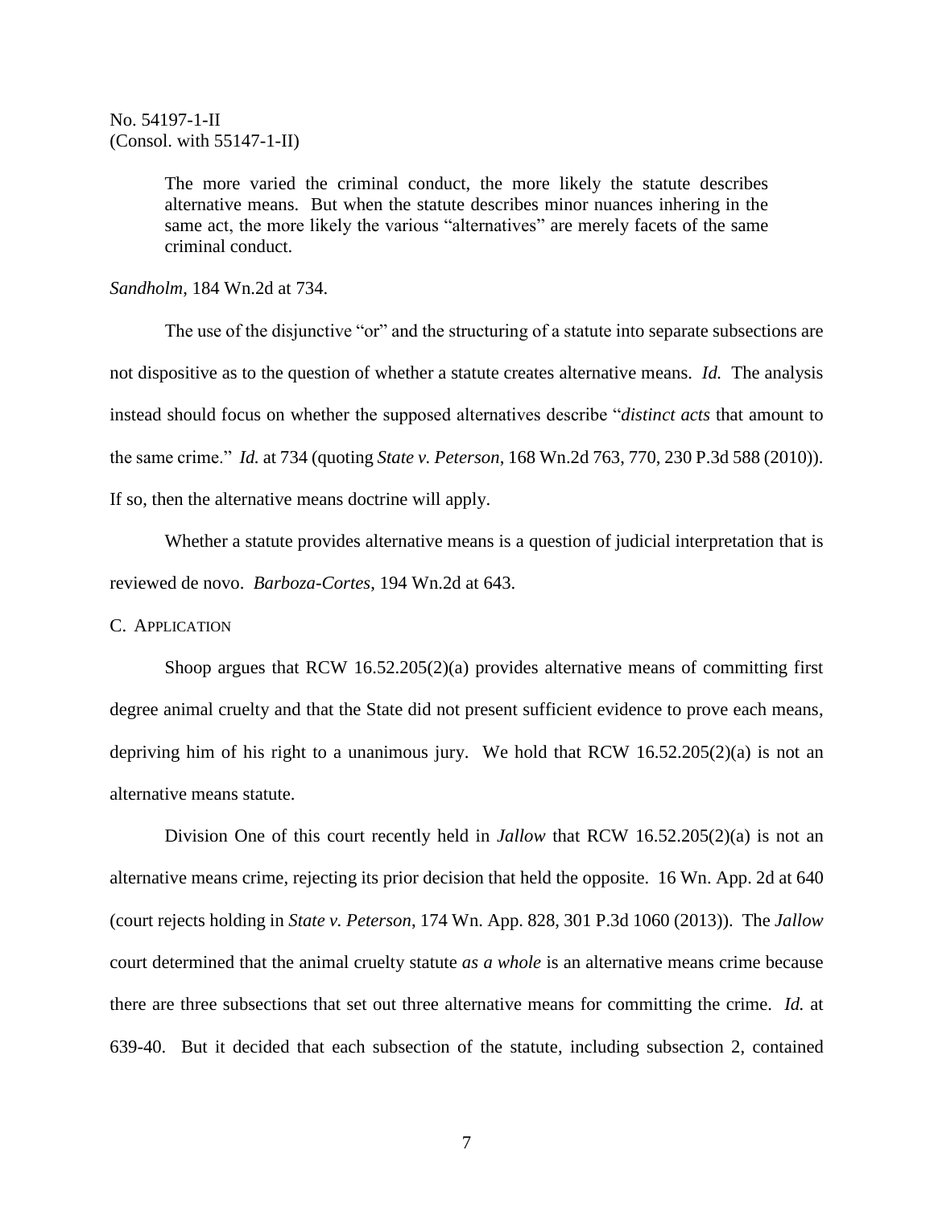> The more varied the criminal conduct, the more likely the statute describes alternative means. But when the statute describes minor nuances inhering in the same act, the more likely the various "alternatives" are merely facets of the same criminal conduct.

*Sandholm*, 184 Wn.2d at 734.

The use of the disjunctive "or" and the structuring of a statute into separate subsections are not dispositive as to the question of whether a statute creates alternative means. *Id.* The analysis instead should focus on whether the supposed alternatives describe "*distinct acts* that amount to the same crime." *Id.* at 734 (quoting *State v. Peterson*, 168 Wn.2d 763, 770, 230 P.3d 588 (2010)). If so, then the alternative means doctrine will apply.

Whether a statute provides alternative means is a question of judicial interpretation that is reviewed de novo. *Barboza-Cortes*, 194 Wn.2d at 643.

C. APPLICATION

Shoop argues that RCW 16.52.205(2)(a) provides alternative means of committing first degree animal cruelty and that the State did not present sufficient evidence to prove each means, depriving him of his right to a unanimous jury. We hold that RCW 16.52.205(2)(a) is not an alternative means statute.

Division One of this court recently held in *Jallow* that RCW 16.52.205(2)(a) is not an alternative means crime, rejecting its prior decision that held the opposite. 16 Wn. App. 2d at 640 (court rejects holding in *State v. Peterson*, 174 Wn. App. 828, 301 P.3d 1060 (2013)). The *Jallow* court determined that the animal cruelty statute *as a whole* is an alternative means crime because there are three subsections that set out three alternative means for committing the crime. *Id.* at 639-40. But it decided that each subsection of the statute, including subsection 2, contained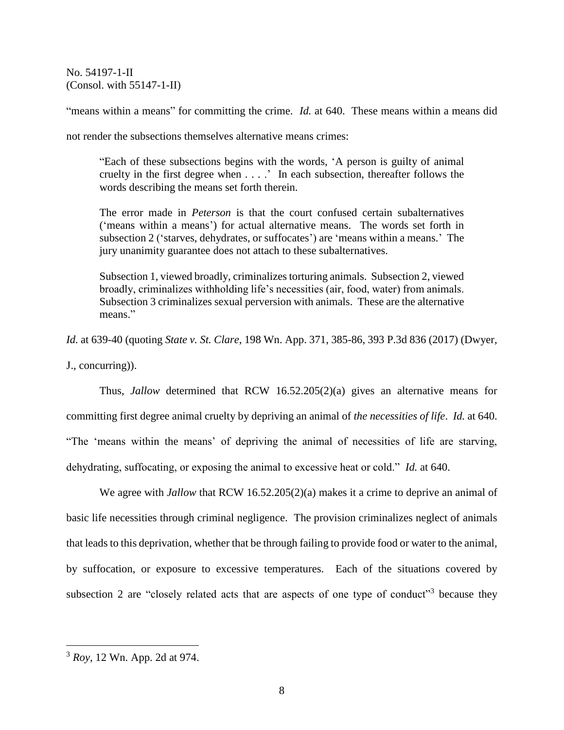"means within a means" for committing the crime. *Id.* at 640. These means within a means did not render the subsections themselves alternative means crimes:

> "Each of these subsections begins with the words, 'A person is guilty of animal cruelty in the first degree when . . . .' In each subsection, thereafter follows the words describing the means set forth therein.
>
> The error made in *Peterson* is that the court confused certain subalternatives ('means within a means') for actual alternative means. The words set forth in subsection 2 ('starves, dehydrates, or suffocates') are 'means within a means.' The jury unanimity guarantee does not attach to these subalternatives.
>
> Subsection 1, viewed broadly, criminalizes torturing animals. Subsection 2, viewed broadly, criminalizes withholding life's necessities (air, food, water) from animals. Subsection 3 criminalizes sexual perversion with animals. These are the alternative means."

*Id.* at 639-40 (quoting *State v. St. Clare*, 198 Wn. App. 371, 385-86, 393 P.3d 836 (2017) (Dwyer, J., concurring)).

Thus, *Jallow* determined that RCW 16.52.205(2)(a) gives an alternative means for committing first degree animal cruelty by depriving an animal of *the necessities of life*. *Id.* at 640. "The 'means within the means' of depriving the animal of necessities of life are starving, dehydrating, suffocating, or exposing the animal to excessive heat or cold." *Id.* at 640.

We agree with *Jallow* that RCW 16.52.205(2)(a) makes it a crime to deprive an animal of basic life necessities through criminal negligence. The provision criminalizes neglect of animals that leads to this deprivation, whether that be through failing to provide food or water to the animal, by suffocation, or exposure to excessive temperatures. Each of the situations covered by subsection 2 are "closely related acts that are aspects of one type of conduct"[3] because they

---

[3] *Roy*, 12 Wn. App. 2d at 974.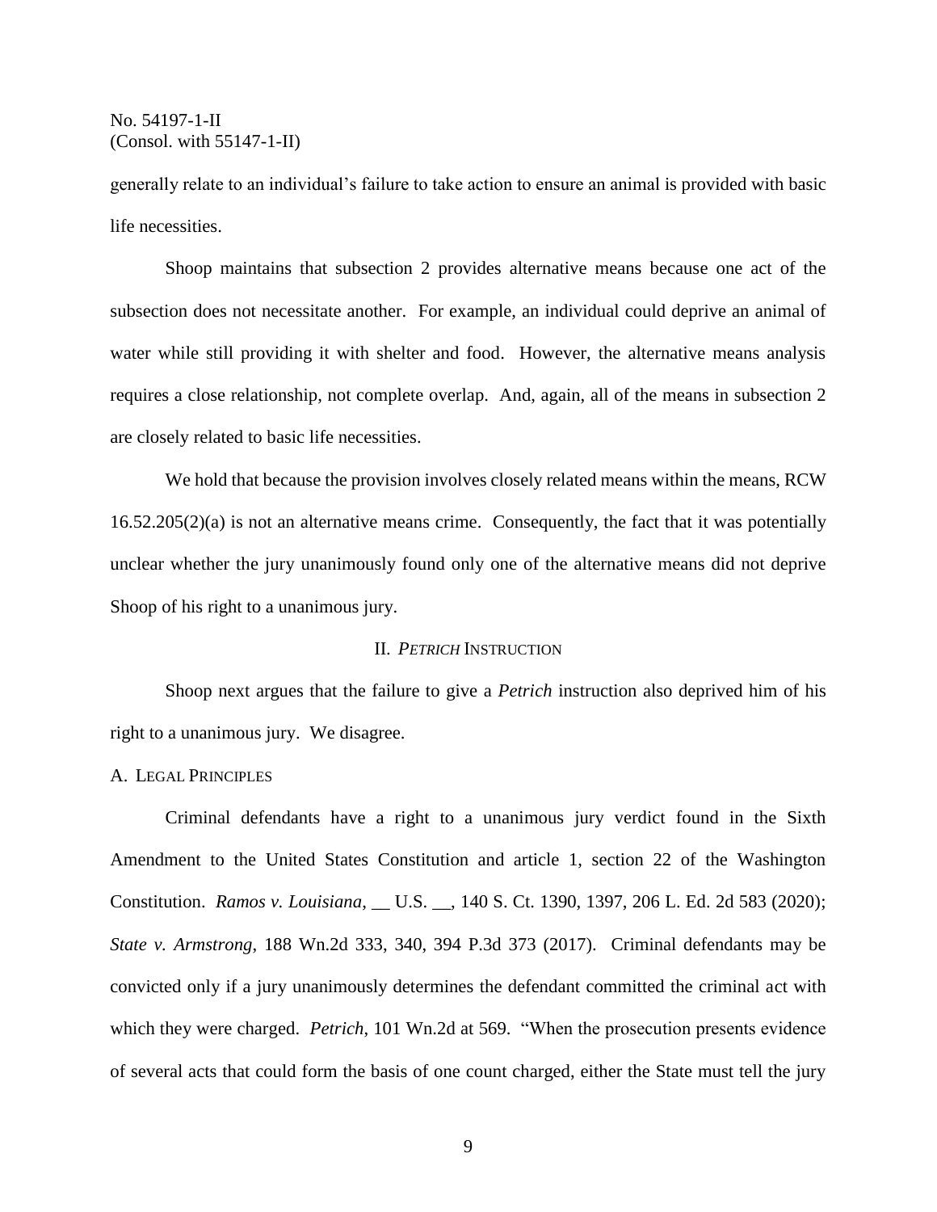generally relate to an individual's failure to take action to ensure an animal is provided with basic life necessities.

Shoop maintains that subsection 2 provides alternative means because one act of the subsection does not necessitate another. For example, an individual could deprive an animal of water while still providing it with shelter and food. However, the alternative means analysis requires a close relationship, not complete overlap. And, again, all of the means in subsection 2 are closely related to basic life necessities.

We hold that because the provision involves closely related means within the means, RCW 16.52.205(2)(a) is not an alternative means crime. Consequently, the fact that it was potentially unclear whether the jury unanimously found only one of the alternative means did not deprive Shoop of his right to a unanimous jury.

## II. *PETRICH* INSTRUCTION

Shoop next argues that the failure to give a *Petrich* instruction also deprived him of his right to a unanimous jury. We disagree.

### A. LEGAL PRINCIPLES

Criminal defendants have a right to a unanimous jury verdict found in the Sixth Amendment to the United States Constitution and article 1, section 22 of the Washington Constitution. *Ramos v. Louisiana*, __ U.S. __, 140 S. Ct. 1390, 1397, 206 L. Ed. 2d 583 (2020); *State v. Armstrong*, 188 Wn.2d 333, 340, 394 P.3d 373 (2017). Criminal defendants may be convicted only if a jury unanimously determines the defendant committed the criminal act with which they were charged. *Petrich*, 101 Wn.2d at 569. "When the prosecution presents evidence of several acts that could form the basis of one count charged, either the State must tell the jury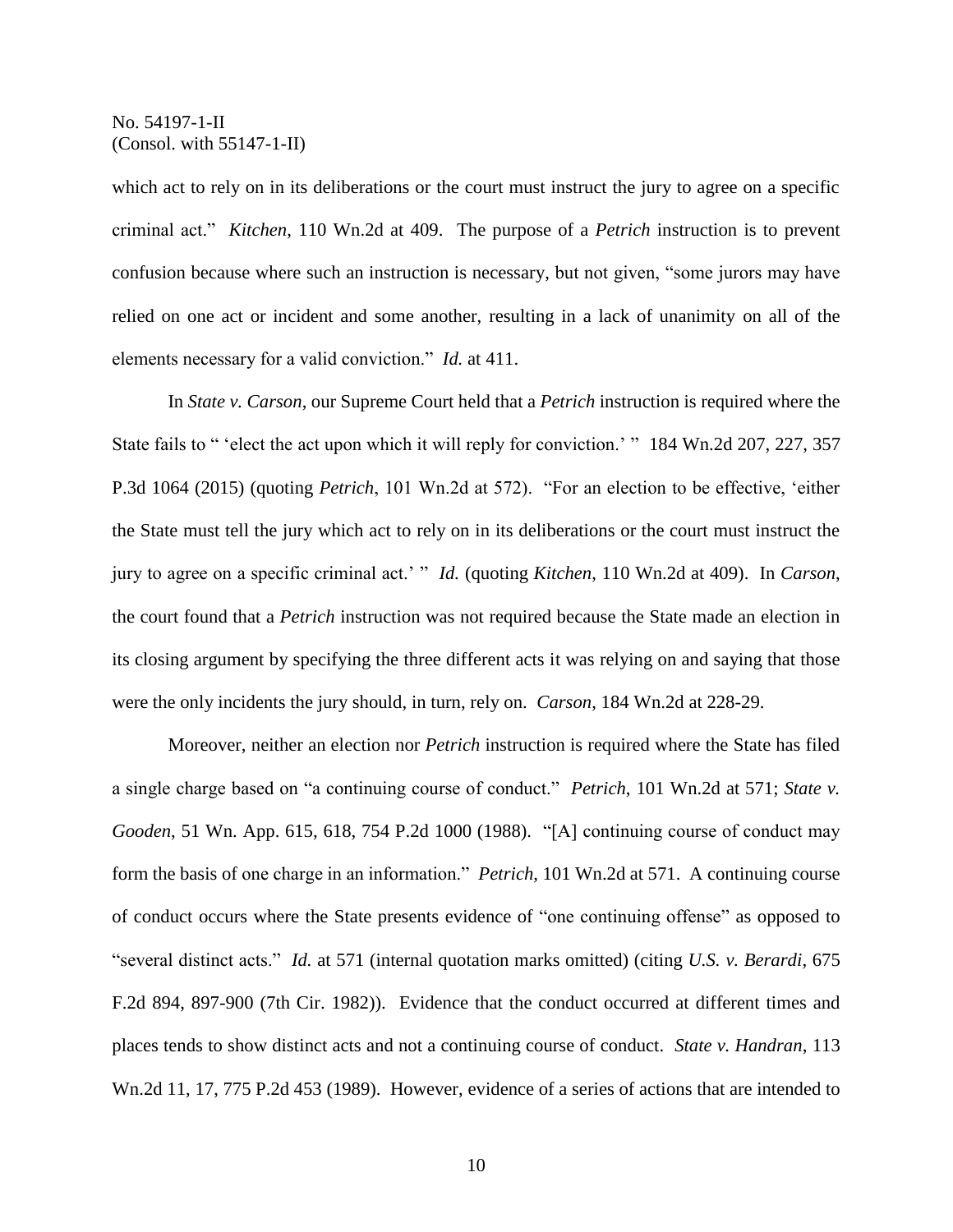which act to rely on in its deliberations or the court must instruct the jury to agree on a specific criminal act." *Kitchen*, 110 Wn.2d at 409. The purpose of a *Petrich* instruction is to prevent confusion because where such an instruction is necessary, but not given, "some jurors may have relied on one act or incident and some another, resulting in a lack of unanimity on all of the elements necessary for a valid conviction." *Id.* at 411.

In *State v. Carson*, our Supreme Court held that a *Petrich* instruction is required where the State fails to " 'elect the act upon which it will reply for conviction.' " 184 Wn.2d 207, 227, 357 P.3d 1064 (2015) (quoting *Petrich*, 101 Wn.2d at 572). "For an election to be effective, 'either the State must tell the jury which act to rely on in its deliberations or the court must instruct the jury to agree on a specific criminal act.' " *Id.* (quoting *Kitchen*, 110 Wn.2d at 409). In *Carson*, the court found that a *Petrich* instruction was not required because the State made an election in its closing argument by specifying the three different acts it was relying on and saying that those were the only incidents the jury should, in turn, rely on. *Carson*, 184 Wn.2d at 228-29.

Moreover, neither an election nor *Petrich* instruction is required where the State has filed a single charge based on "a continuing course of conduct." *Petrich*, 101 Wn.2d at 571; *State v. Gooden*, 51 Wn. App. 615, 618, 754 P.2d 1000 (1988). "[A] continuing course of conduct may form the basis of one charge in an information." *Petrich*, 101 Wn.2d at 571. A continuing course of conduct occurs where the State presents evidence of "one continuing offense" as opposed to "several distinct acts." *Id.* at 571 (internal quotation marks omitted) (citing *U.S. v. Berardi*, 675 F.2d 894, 897-900 (7th Cir. 1982)). Evidence that the conduct occurred at different times and places tends to show distinct acts and not a continuing course of conduct. *State v. Handran*, 113 Wn.2d 11, 17, 775 P.2d 453 (1989). However, evidence of a series of actions that are intended to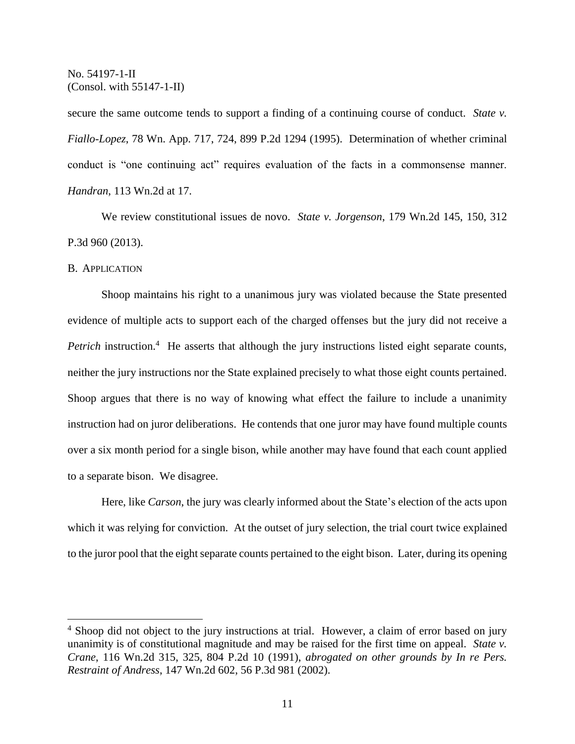secure the same outcome tends to support a finding of a continuing course of conduct. *State v. Fiallo-Lopez*, 78 Wn. App. 717, 724, 899 P.2d 1294 (1995). Determination of whether criminal conduct is "one continuing act" requires evaluation of the facts in a commonsense manner. *Handran*, 113 Wn.2d at 17.

We review constitutional issues de novo. *State v. Jorgenson*, 179 Wn.2d 145, 150, 312 P.3d 960 (2013).

B. APPLICATION

Shoop maintains his right to a unanimous jury was violated because the State presented evidence of multiple acts to support each of the charged offenses but the jury did not receive a *Petrich* instruction.[4] He asserts that although the jury instructions listed eight separate counts, neither the jury instructions nor the State explained precisely to what those eight counts pertained. Shoop argues that there is no way of knowing what effect the failure to include a unanimity instruction had on juror deliberations. He contends that one juror may have found multiple counts over a six month period for a single bison, while another may have found that each count applied to a separate bison. We disagree.

Here, like *Carson*, the jury was clearly informed about the State's election of the acts upon which it was relying for conviction. At the outset of jury selection, the trial court twice explained to the juror pool that the eight separate counts pertained to the eight bison. Later, during its opening

---

[4] Shoop did not object to the jury instructions at trial. However, a claim of error based on jury unanimity is of constitutional magnitude and may be raised for the first time on appeal. *State v. Crane*, 116 Wn.2d 315, 325, 804 P.2d 10 (1991), *abrogated on other grounds by In re Pers. Restraint of Andress*, 147 Wn.2d 602, 56 P.3d 981 (2002).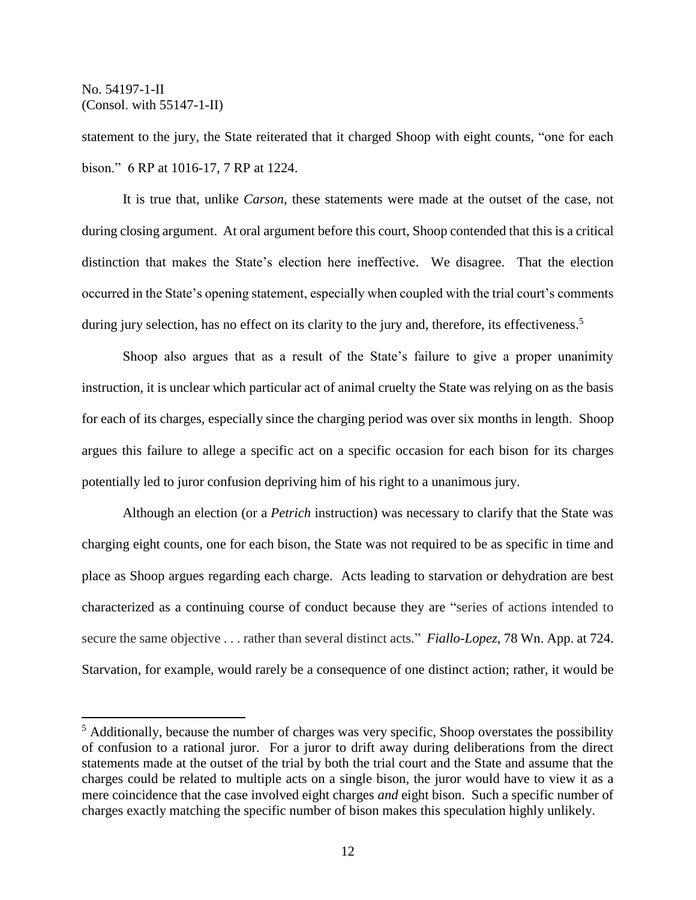statement to the jury, the State reiterated that it charged Shoop with eight counts, "one for each bison." 6 RP at 1016-17, 7 RP at 1224.

It is true that, unlike *Carson*, these statements were made at the outset of the case, not during closing argument. At oral argument before this court, Shoop contended that this is a critical distinction that makes the State's election here ineffective. We disagree. That the election occurred in the State's opening statement, especially when coupled with the trial court's comments during jury selection, has no effect on its clarity to the jury and, therefore, its effectiveness.[5]

Shoop also argues that as a result of the State's failure to give a proper unanimity instruction, it is unclear which particular act of animal cruelty the State was relying on as the basis for each of its charges, especially since the charging period was over six months in length. Shoop argues this failure to allege a specific act on a specific occasion for each bison for its charges potentially led to juror confusion depriving him of his right to a unanimous jury.

Although an election (or a *Petrich* instruction) was necessary to clarify that the State was charging eight counts, one for each bison, the State was not required to be as specific in time and place as Shoop argues regarding each charge. Acts leading to starvation or dehydration are best characterized as a continuing course of conduct because they are "series of actions intended to secure the same objective . . . rather than several distinct acts." *Fiallo-Lopez*, 78 Wn. App. at 724. Starvation, for example, would rarely be a consequence of one distinct action; rather, it would be

---

[5] Additionally, because the number of charges was very specific, Shoop overstates the possibility of confusion to a rational juror. For a juror to drift away during deliberations from the direct statements made at the outset of the trial by both the trial court and the State and assume that the charges could be related to multiple acts on a single bison, the juror would have to view it as a mere coincidence that the case involved eight charges *and* eight bison. Such a specific number of charges exactly matching the specific number of bison makes this speculation highly unlikely.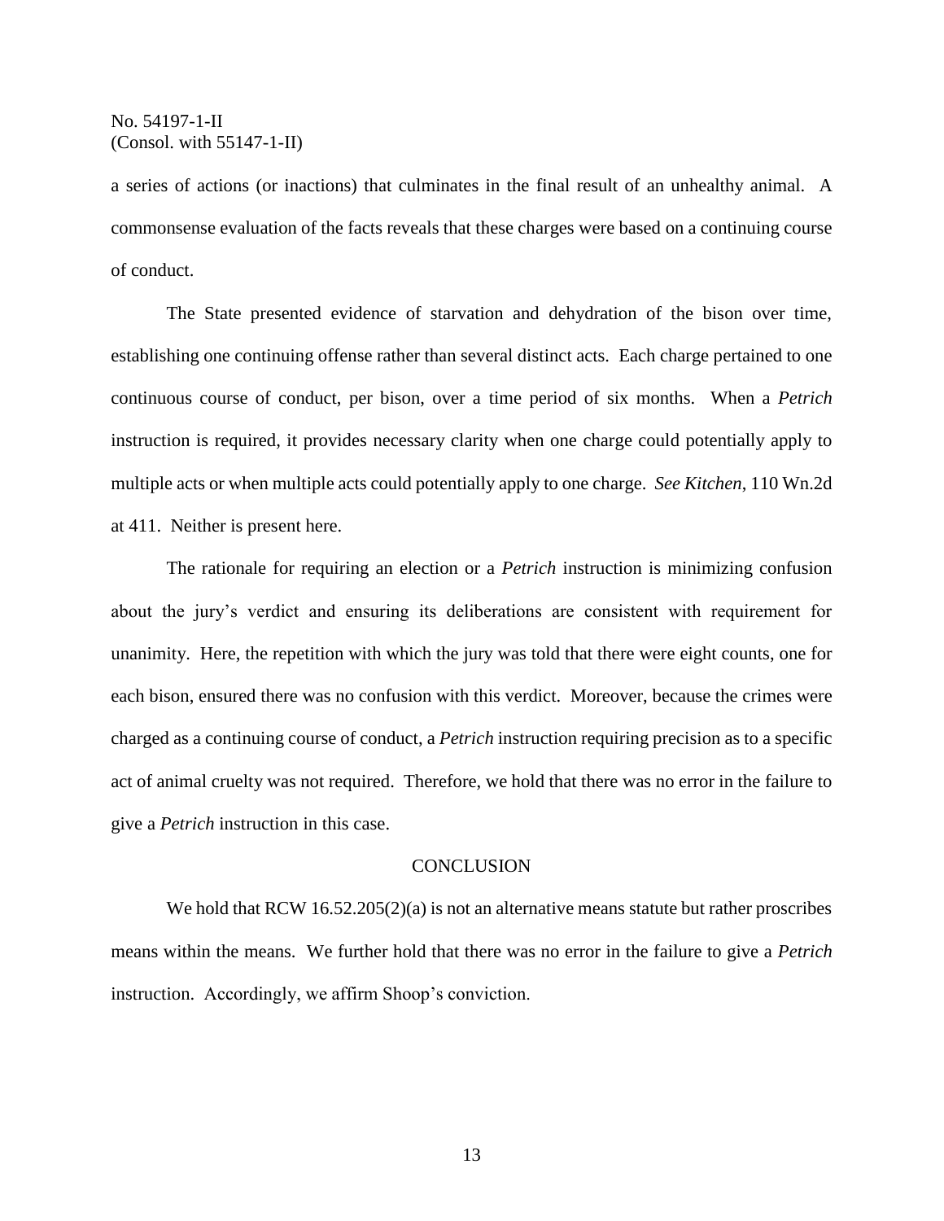a series of actions (or inactions) that culminates in the final result of an unhealthy animal. A commonsense evaluation of the facts reveals that these charges were based on a continuing course of conduct.

The State presented evidence of starvation and dehydration of the bison over time, establishing one continuing offense rather than several distinct acts. Each charge pertained to one continuous course of conduct, per bison, over a time period of six months. When a *Petrich* instruction is required, it provides necessary clarity when one charge could potentially apply to multiple acts or when multiple acts could potentially apply to one charge. *See Kitchen*, 110 Wn.2d at 411. Neither is present here.

The rationale for requiring an election or a *Petrich* instruction is minimizing confusion about the jury's verdict and ensuring its deliberations are consistent with requirement for unanimity. Here, the repetition with which the jury was told that there were eight counts, one for each bison, ensured there was no confusion with this verdict. Moreover, because the crimes were charged as a continuing course of conduct, a *Petrich* instruction requiring precision as to a specific act of animal cruelty was not required. Therefore, we hold that there was no error in the failure to give a *Petrich* instruction in this case.

## CONCLUSION

We hold that RCW 16.52.205(2)(a) is not an alternative means statute but rather proscribes means within the means. We further hold that there was no error in the failure to give a *Petrich* instruction. Accordingly, we affirm Shoop's conviction.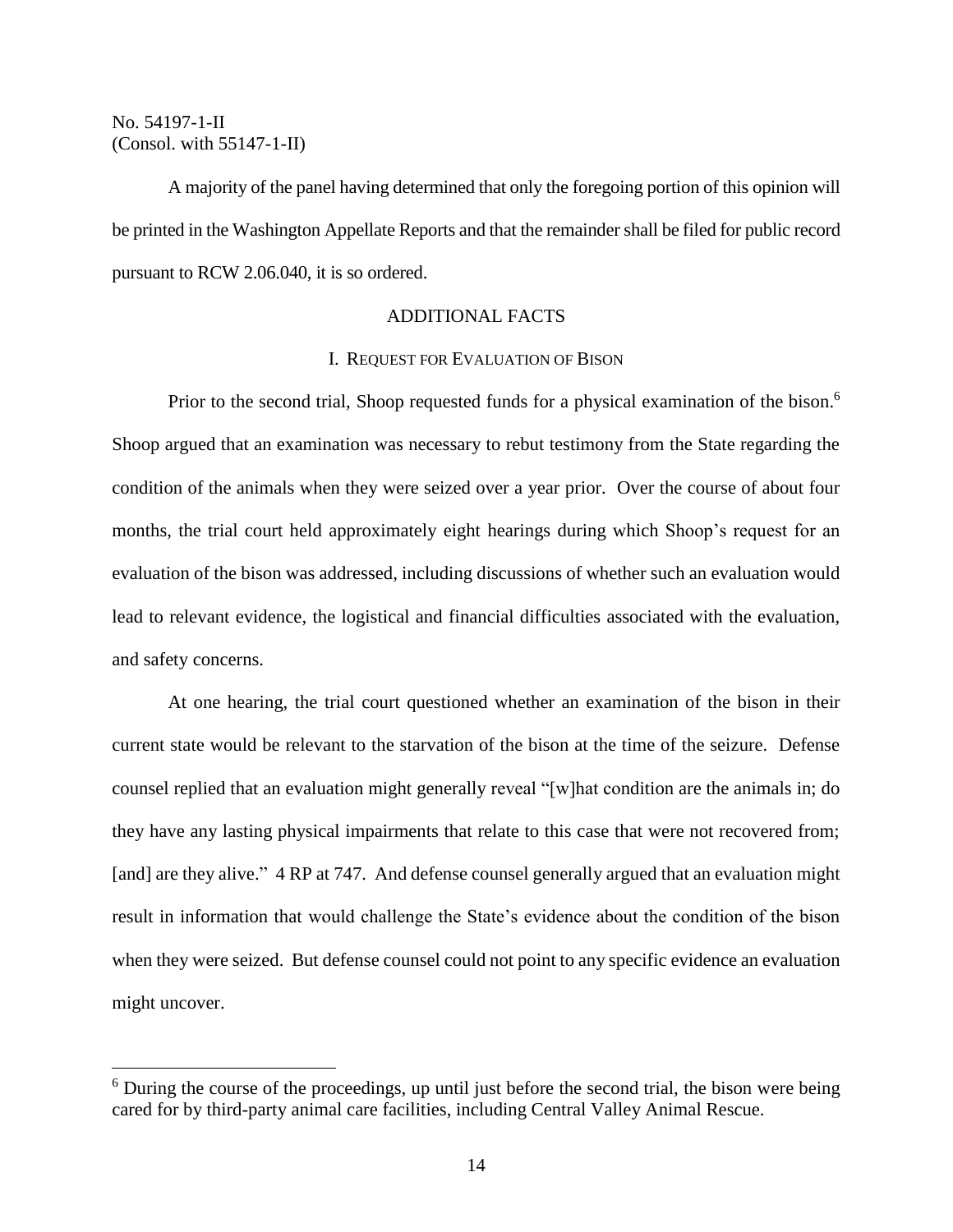No. 54197-1-II
(Consol. with 55147-1-II)

A majority of the panel having determined that only the foregoing portion of this opinion will be printed in the Washington Appellate Reports and that the remainder shall be filed for public record pursuant to RCW 2.06.040, it is so ordered.

## ADDITIONAL FACTS

### I. REQUEST FOR EVALUATION OF BISON

Prior to the second trial, Shoop requested funds for a physical examination of the bison.[6] Shoop argued that an examination was necessary to rebut testimony from the State regarding the condition of the animals when they were seized over a year prior. Over the course of about four months, the trial court held approximately eight hearings during which Shoop's request for an evaluation of the bison was addressed, including discussions of whether such an evaluation would lead to relevant evidence, the logistical and financial difficulties associated with the evaluation, and safety concerns.

At one hearing, the trial court questioned whether an examination of the bison in their current state would be relevant to the starvation of the bison at the time of the seizure. Defense counsel replied that an evaluation might generally reveal "[w]hat condition are the animals in; do they have any lasting physical impairments that relate to this case that were not recovered from; [and] are they alive." 4 RP at 747. And defense counsel generally argued that an evaluation might result in information that would challenge the State's evidence about the condition of the bison when they were seized. But defense counsel could not point to any specific evidence an evaluation might uncover.

---

[6] During the course of the proceedings, up until just before the second trial, the bison were being cared for by third-party animal care facilities, including Central Valley Animal Rescue.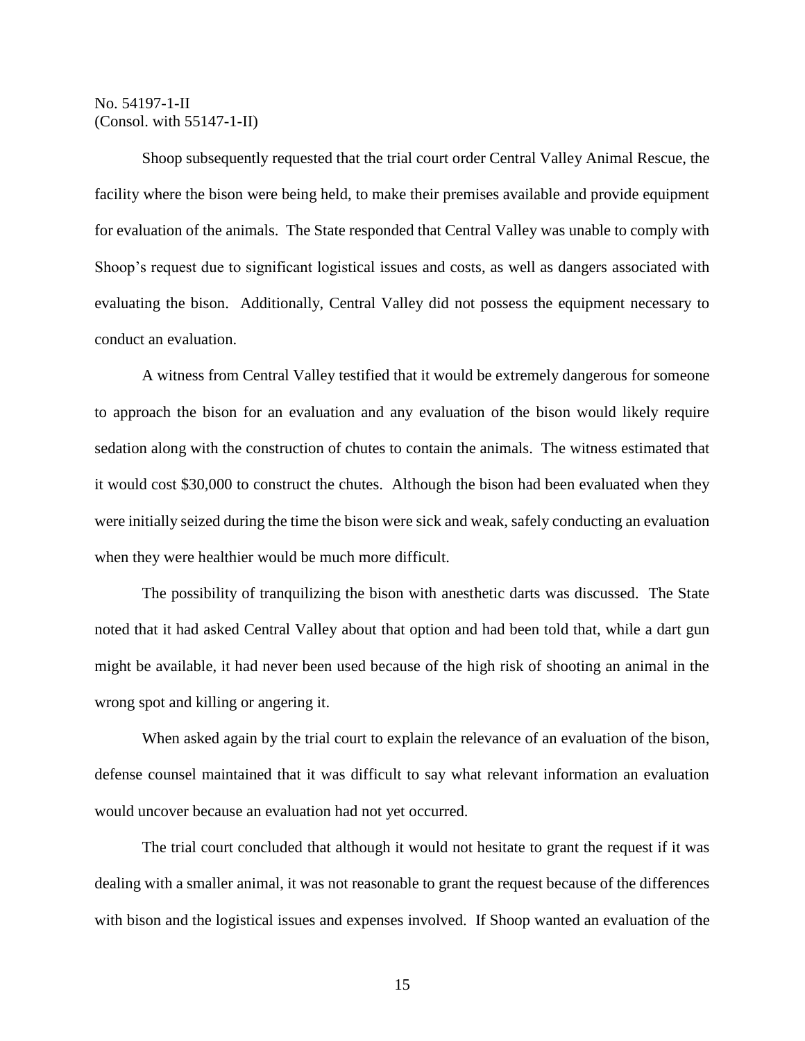Shoop subsequently requested that the trial court order Central Valley Animal Rescue, the facility where the bison were being held, to make their premises available and provide equipment for evaluation of the animals. The State responded that Central Valley was unable to comply with Shoop's request due to significant logistical issues and costs, as well as dangers associated with evaluating the bison. Additionally, Central Valley did not possess the equipment necessary to conduct an evaluation.

A witness from Central Valley testified that it would be extremely dangerous for someone to approach the bison for an evaluation and any evaluation of the bison would likely require sedation along with the construction of chutes to contain the animals. The witness estimated that it would cost $30,000 to construct the chutes. Although the bison had been evaluated when they were initially seized during the time the bison were sick and weak, safely conducting an evaluation when they were healthier would be much more difficult.

The possibility of tranquilizing the bison with anesthetic darts was discussed. The State noted that it had asked Central Valley about that option and had been told that, while a dart gun might be available, it had never been used because of the high risk of shooting an animal in the wrong spot and killing or angering it.

When asked again by the trial court to explain the relevance of an evaluation of the bison, defense counsel maintained that it was difficult to say what relevant information an evaluation would uncover because an evaluation had not yet occurred.

The trial court concluded that although it would not hesitate to grant the request if it was dealing with a smaller animal, it was not reasonable to grant the request because of the differences with bison and the logistical issues and expenses involved. If Shoop wanted an evaluation of the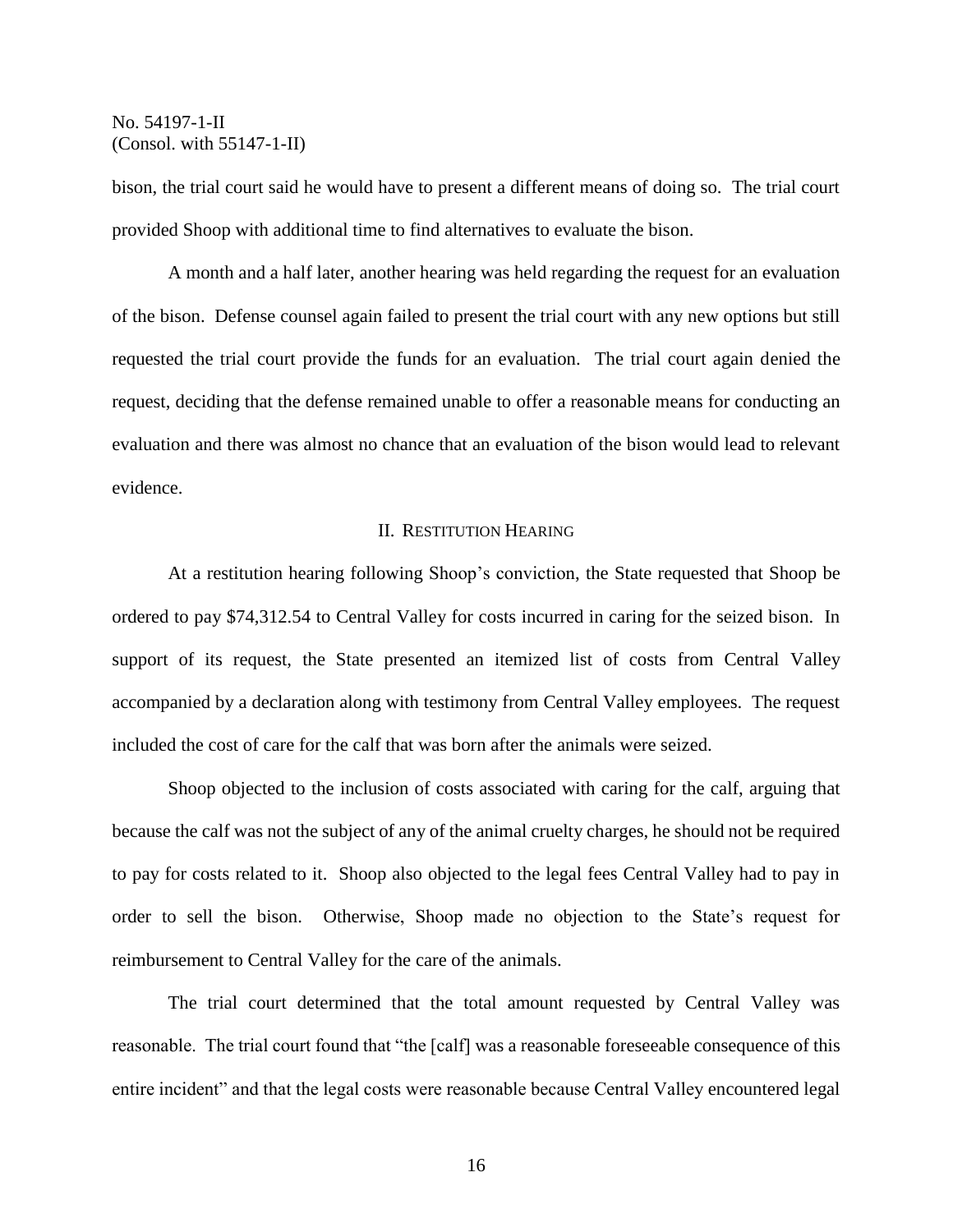bison, the trial court said he would have to present a different means of doing so. The trial court provided Shoop with additional time to find alternatives to evaluate the bison.

A month and a half later, another hearing was held regarding the request for an evaluation of the bison. Defense counsel again failed to present the trial court with any new options but still requested the trial court provide the funds for an evaluation. The trial court again denied the request, deciding that the defense remained unable to offer a reasonable means for conducting an evaluation and there was almost no chance that an evaluation of the bison would lead to relevant evidence.

## II. Restitution Hearing

At a restitution hearing following Shoop's conviction, the State requested that Shoop be ordered to pay $74,312.54 to Central Valley for costs incurred in caring for the seized bison. In support of its request, the State presented an itemized list of costs from Central Valley accompanied by a declaration along with testimony from Central Valley employees. The request included the cost of care for the calf that was born after the animals were seized.

Shoop objected to the inclusion of costs associated with caring for the calf, arguing that because the calf was not the subject of any of the animal cruelty charges, he should not be required to pay for costs related to it. Shoop also objected to the legal fees Central Valley had to pay in order to sell the bison. Otherwise, Shoop made no objection to the State's request for reimbursement to Central Valley for the care of the animals.

The trial court determined that the total amount requested by Central Valley was reasonable. The trial court found that "the [calf] was a reasonable foreseeable consequence of this entire incident" and that the legal costs were reasonable because Central Valley encountered legal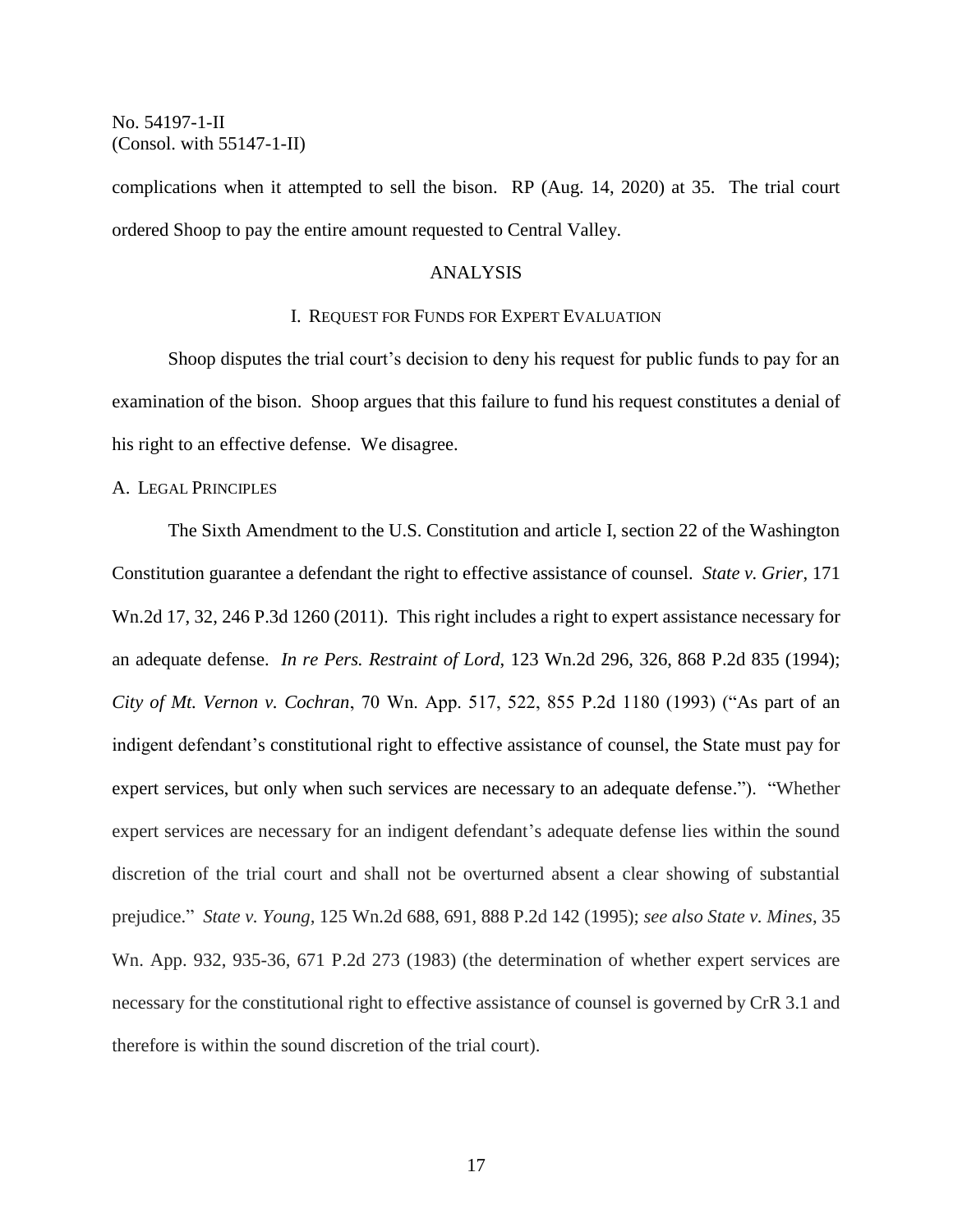complications when it attempted to sell the bison. RP (Aug. 14, 2020) at 35. The trial court ordered Shoop to pay the entire amount requested to Central Valley.

## ANALYSIS

### I. Request for Funds for Expert Evaluation

Shoop disputes the trial court's decision to deny his request for public funds to pay for an examination of the bison. Shoop argues that this failure to fund his request constitutes a denial of his right to an effective defense. We disagree.

#### A. Legal Principles

The Sixth Amendment to the U.S. Constitution and article I, section 22 of the Washington Constitution guarantee a defendant the right to effective assistance of counsel. *State v. Grier*, 171 Wn.2d 17, 32, 246 P.3d 1260 (2011). This right includes a right to expert assistance necessary for an adequate defense. *In re Pers. Restraint of Lord*, 123 Wn.2d 296, 326, 868 P.2d 835 (1994); *City of Mt. Vernon v. Cochran*, 70 Wn. App. 517, 522, 855 P.2d 1180 (1993) ("As part of an indigent defendant's constitutional right to effective assistance of counsel, the State must pay for expert services, but only when such services are necessary to an adequate defense."). "Whether expert services are necessary for an indigent defendant's adequate defense lies within the sound discretion of the trial court and shall not be overturned absent a clear showing of substantial prejudice." *State v. Young*, 125 Wn.2d 688, 691, 888 P.2d 142 (1995); *see also State v. Mines*, 35 Wn. App. 932, 935-36, 671 P.2d 273 (1983) (the determination of whether expert services are necessary for the constitutional right to effective assistance of counsel is governed by CrR 3.1 and therefore is within the sound discretion of the trial court).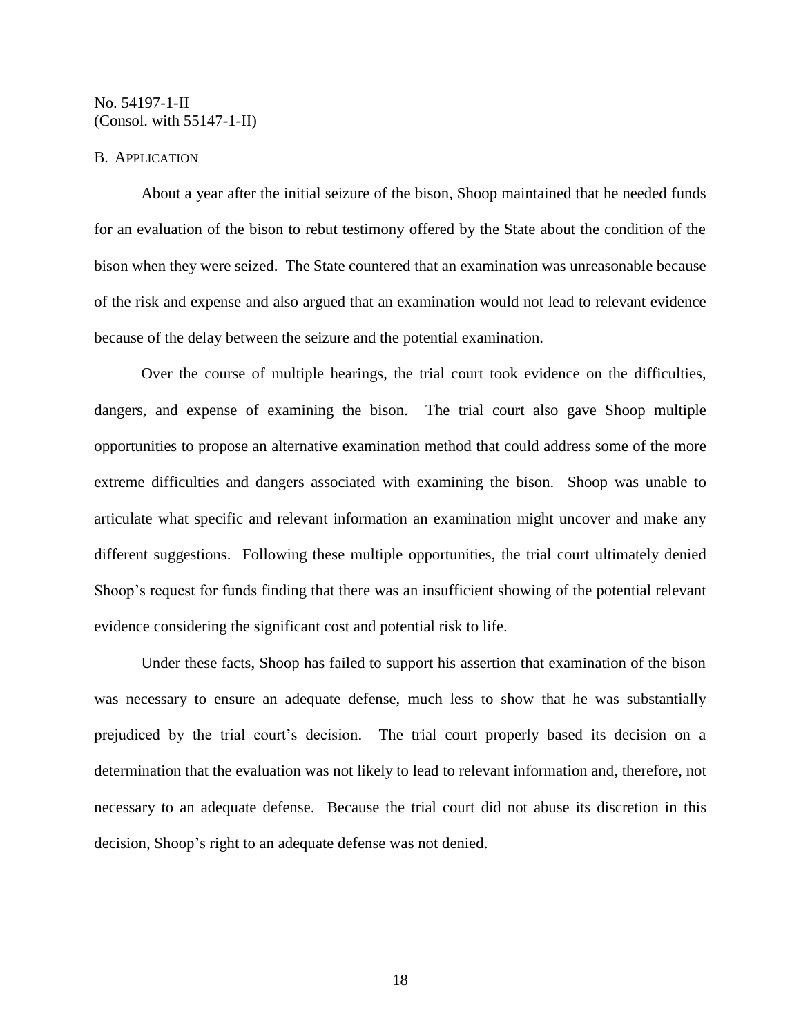### B. APPLICATION

About a year after the initial seizure of the bison, Shoop maintained that he needed funds for an evaluation of the bison to rebut testimony offered by the State about the condition of the bison when they were seized. The State countered that an examination was unreasonable because of the risk and expense and also argued that an examination would not lead to relevant evidence because of the delay between the seizure and the potential examination.

Over the course of multiple hearings, the trial court took evidence on the difficulties, dangers, and expense of examining the bison. The trial court also gave Shoop multiple opportunities to propose an alternative examination method that could address some of the more extreme difficulties and dangers associated with examining the bison. Shoop was unable to articulate what specific and relevant information an examination might uncover and make any different suggestions. Following these multiple opportunities, the trial court ultimately denied Shoop's request for funds finding that there was an insufficient showing of the potential relevant evidence considering the significant cost and potential risk to life.

Under these facts, Shoop has failed to support his assertion that examination of the bison was necessary to ensure an adequate defense, much less to show that he was substantially prejudiced by the trial court's decision. The trial court properly based its decision on a determination that the evaluation was not likely to lead to relevant information and, therefore, not necessary to an adequate defense. Because the trial court did not abuse its discretion in this decision, Shoop's right to an adequate defense was not denied.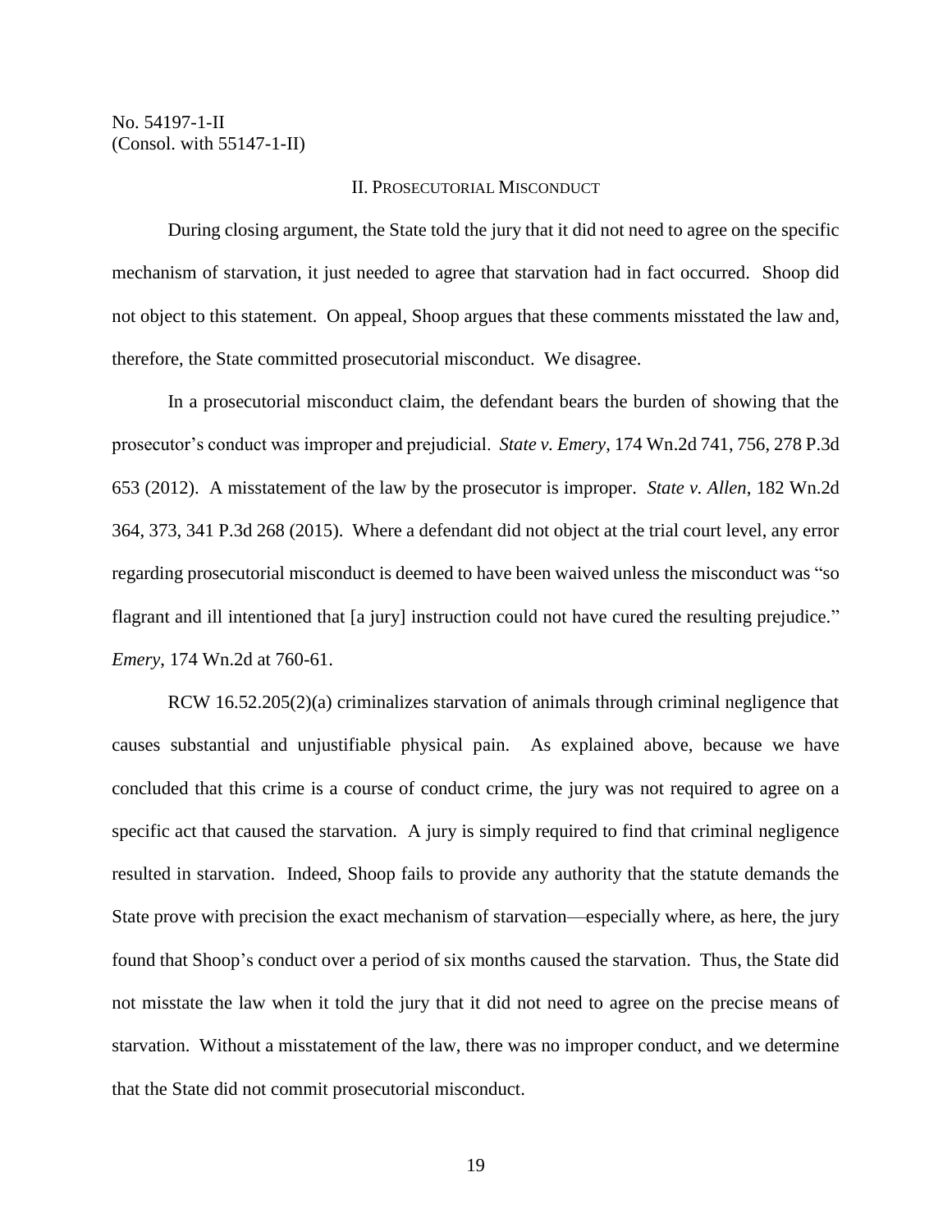No. 54197-1-II
(Consol. with 55147-1-II)

## II. Prosecutorial Misconduct

During closing argument, the State told the jury that it did not need to agree on the specific mechanism of starvation, it just needed to agree that starvation had in fact occurred. Shoop did not object to this statement. On appeal, Shoop argues that these comments misstated the law and, therefore, the State committed prosecutorial misconduct. We disagree.

In a prosecutorial misconduct claim, the defendant bears the burden of showing that the prosecutor's conduct was improper and prejudicial. *State v. Emery*, 174 Wn.2d 741, 756, 278 P.3d 653 (2012). A misstatement of the law by the prosecutor is improper. *State v. Allen*, 182 Wn.2d 364, 373, 341 P.3d 268 (2015). Where a defendant did not object at the trial court level, any error regarding prosecutorial misconduct is deemed to have been waived unless the misconduct was "so flagrant and ill intentioned that [a jury] instruction could not have cured the resulting prejudice." *Emery*, 174 Wn.2d at 760-61.

RCW 16.52.205(2)(a) criminalizes starvation of animals through criminal negligence that causes substantial and unjustifiable physical pain. As explained above, because we have concluded that this crime is a course of conduct crime, the jury was not required to agree on a specific act that caused the starvation. A jury is simply required to find that criminal negligence resulted in starvation. Indeed, Shoop fails to provide any authority that the statute demands the State prove with precision the exact mechanism of starvation—especially where, as here, the jury found that Shoop's conduct over a period of six months caused the starvation. Thus, the State did not misstate the law when it told the jury that it did not need to agree on the precise means of starvation. Without a misstatement of the law, there was no improper conduct, and we determine that the State did not commit prosecutorial misconduct.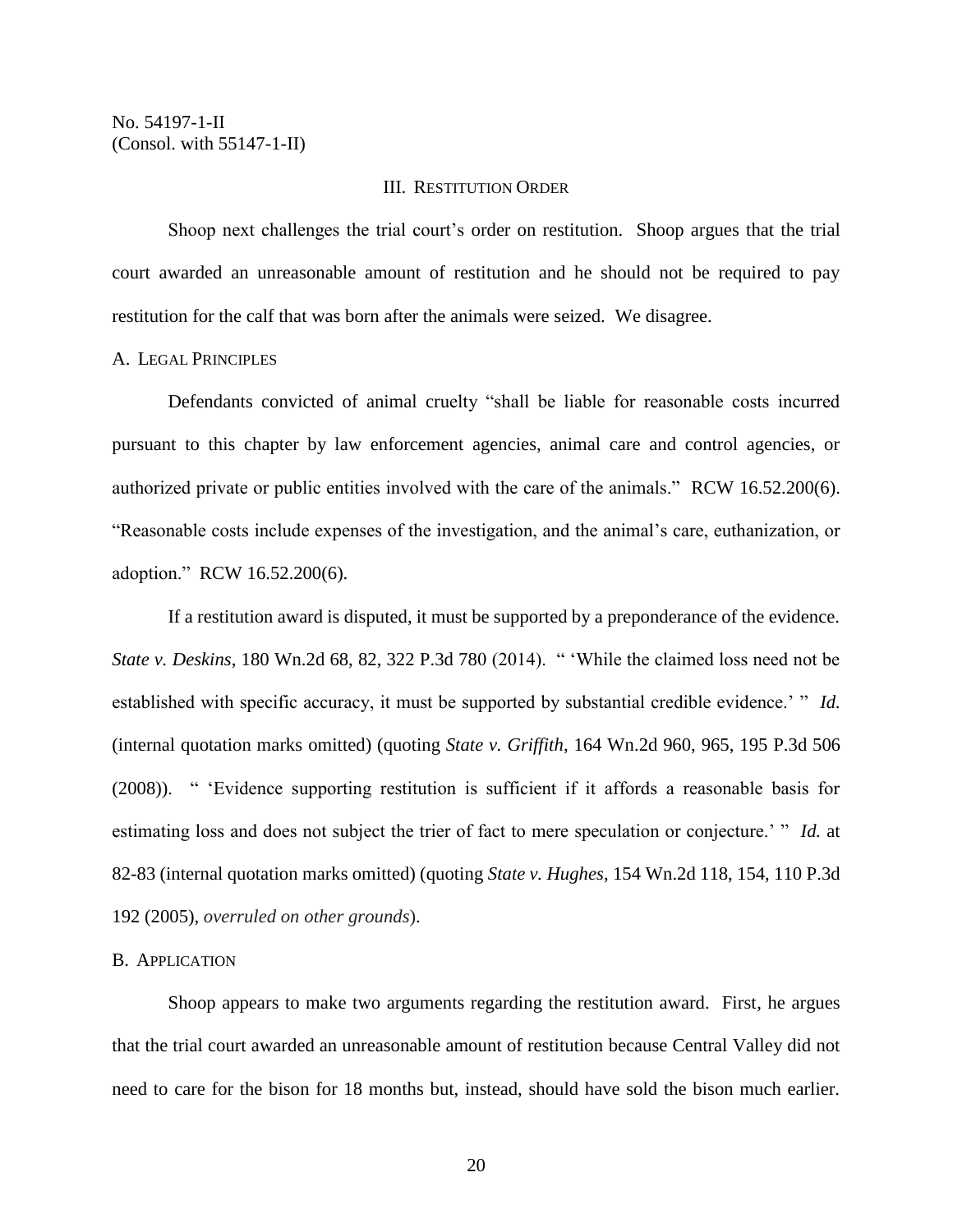No. 54197-1-II
(Consol. with 55147-1-II)

### III. Restitution Order

Shoop next challenges the trial court's order on restitution. Shoop argues that the trial court awarded an unreasonable amount of restitution and he should not be required to pay restitution for the calf that was born after the animals were seized. We disagree.

#### A. Legal Principles

Defendants convicted of animal cruelty "shall be liable for reasonable costs incurred pursuant to this chapter by law enforcement agencies, animal care and control agencies, or authorized private or public entities involved with the care of the animals." RCW 16.52.200(6). "Reasonable costs include expenses of the investigation, and the animal's care, euthanization, or adoption." RCW 16.52.200(6).

If a restitution award is disputed, it must be supported by a preponderance of the evidence. *State v. Deskins*, 180 Wn.2d 68, 82, 322 P.3d 780 (2014). " 'While the claimed loss need not be established with specific accuracy, it must be supported by substantial credible evidence.' " *Id.* (internal quotation marks omitted) (quoting *State v. Griffith*, 164 Wn.2d 960, 965, 195 P.3d 506 (2008)). " 'Evidence supporting restitution is sufficient if it affords a reasonable basis for estimating loss and does not subject the trier of fact to mere speculation or conjecture.' " *Id.* at 82-83 (internal quotation marks omitted) (quoting *State v. Hughes*, 154 Wn.2d 118, 154, 110 P.3d 192 (2005), *overruled on other grounds*).

#### B. Application

Shoop appears to make two arguments regarding the restitution award. First, he argues that the trial court awarded an unreasonable amount of restitution because Central Valley did not need to care for the bison for 18 months but, instead, should have sold the bison much earlier.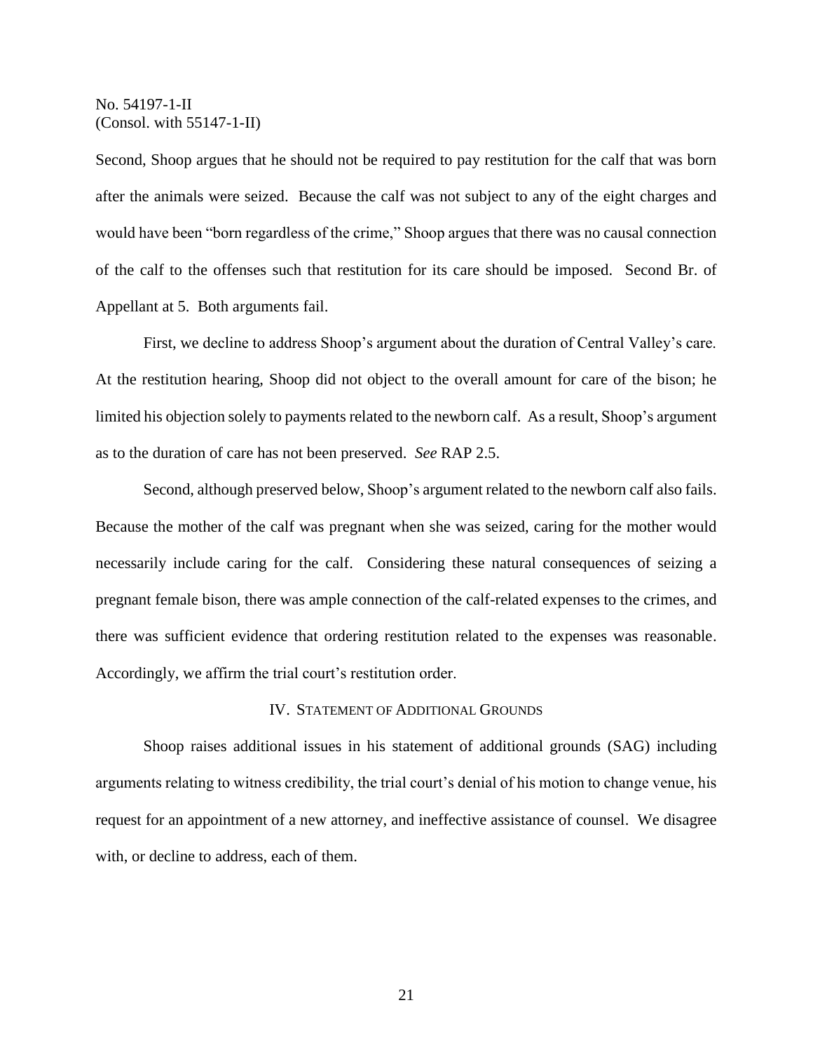Second, Shoop argues that he should not be required to pay restitution for the calf that was born after the animals were seized. Because the calf was not subject to any of the eight charges and would have been "born regardless of the crime," Shoop argues that there was no causal connection of the calf to the offenses such that restitution for its care should be imposed. Second Br. of Appellant at 5. Both arguments fail.

First, we decline to address Shoop's argument about the duration of Central Valley's care. At the restitution hearing, Shoop did not object to the overall amount for care of the bison; he limited his objection solely to payments related to the newborn calf. As a result, Shoop's argument as to the duration of care has not been preserved. *See* RAP 2.5.

Second, although preserved below, Shoop's argument related to the newborn calf also fails. Because the mother of the calf was pregnant when she was seized, caring for the mother would necessarily include caring for the calf. Considering these natural consequences of seizing a pregnant female bison, there was ample connection of the calf-related expenses to the crimes, and there was sufficient evidence that ordering restitution related to the expenses was reasonable. Accordingly, we affirm the trial court's restitution order.

## IV. Statement of Additional Grounds

Shoop raises additional issues in his statement of additional grounds (SAG) including arguments relating to witness credibility, the trial court's denial of his motion to change venue, his request for an appointment of a new attorney, and ineffective assistance of counsel. We disagree with, or decline to address, each of them.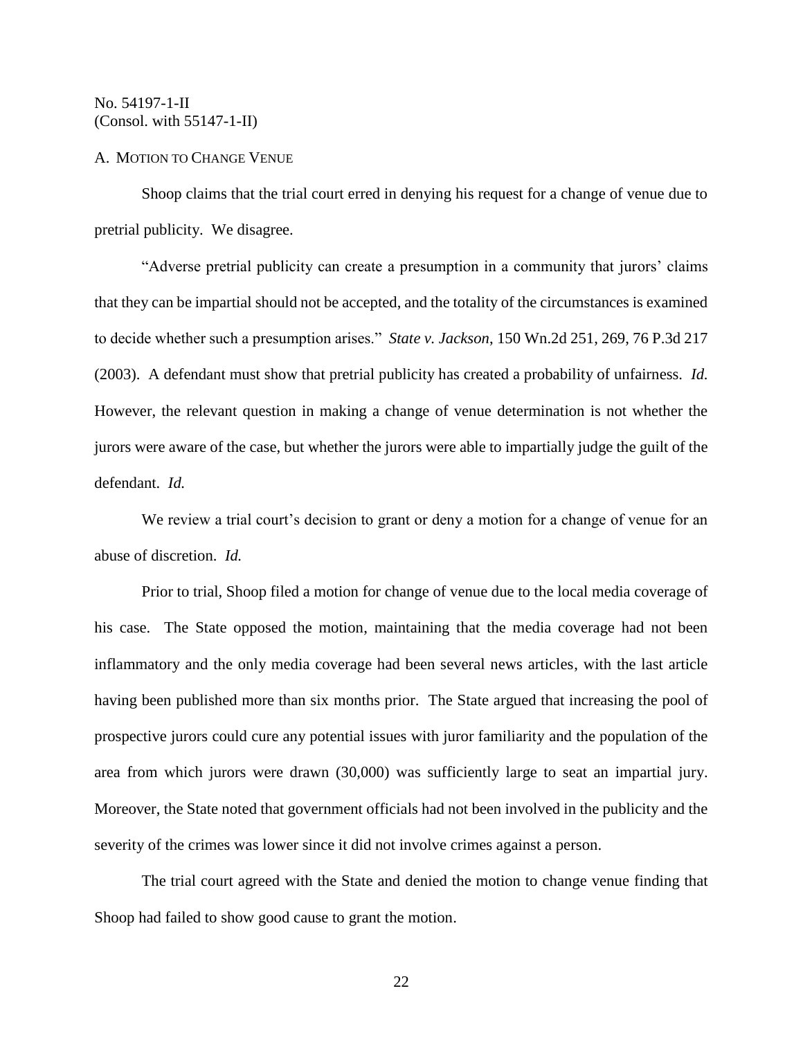A. Motion to Change Venue

Shoop claims that the trial court erred in denying his request for a change of venue due to pretrial publicity. We disagree.

"Adverse pretrial publicity can create a presumption in a community that jurors' claims that they can be impartial should not be accepted, and the totality of the circumstances is examined to decide whether such a presumption arises." *State v. Jackson*, 150 Wn.2d 251, 269, 76 P.3d 217 (2003). A defendant must show that pretrial publicity has created a probability of unfairness. *Id.* However, the relevant question in making a change of venue determination is not whether the jurors were aware of the case, but whether the jurors were able to impartially judge the guilt of the defendant. *Id.*

We review a trial court's decision to grant or deny a motion for a change of venue for an abuse of discretion. *Id.*

Prior to trial, Shoop filed a motion for change of venue due to the local media coverage of his case. The State opposed the motion, maintaining that the media coverage had not been inflammatory and the only media coverage had been several news articles, with the last article having been published more than six months prior. The State argued that increasing the pool of prospective jurors could cure any potential issues with juror familiarity and the population of the area from which jurors were drawn (30,000) was sufficiently large to seat an impartial jury. Moreover, the State noted that government officials had not been involved in the publicity and the severity of the crimes was lower since it did not involve crimes against a person.

The trial court agreed with the State and denied the motion to change venue finding that Shoop had failed to show good cause to grant the motion.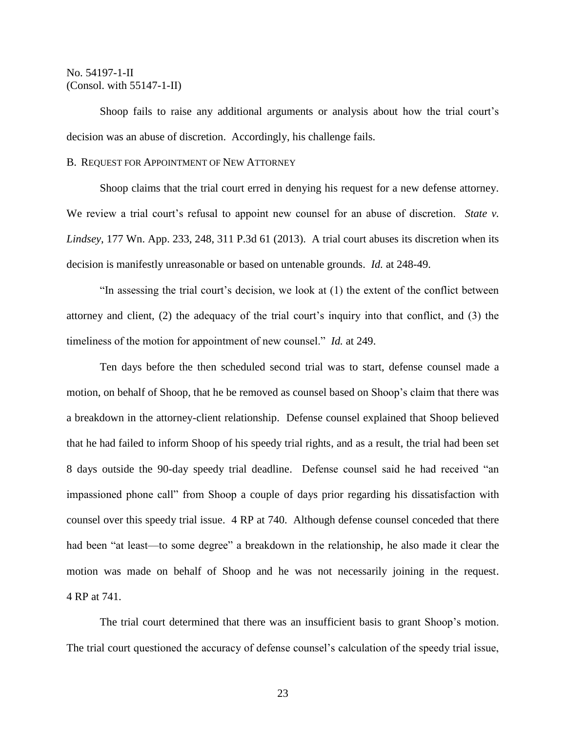Shoop fails to raise any additional arguments or analysis about how the trial court's decision was an abuse of discretion. Accordingly, his challenge fails.

B. REQUEST FOR APPOINTMENT OF NEW ATTORNEY

Shoop claims that the trial court erred in denying his request for a new defense attorney. We review a trial court's refusal to appoint new counsel for an abuse of discretion. *State v. Lindsey*, 177 Wn. App. 233, 248, 311 P.3d 61 (2013). A trial court abuses its discretion when its decision is manifestly unreasonable or based on untenable grounds. *Id.* at 248-49.

"In assessing the trial court's decision, we look at (1) the extent of the conflict between attorney and client, (2) the adequacy of the trial court's inquiry into that conflict, and (3) the timeliness of the motion for appointment of new counsel." *Id.* at 249.

Ten days before the then scheduled second trial was to start, defense counsel made a motion, on behalf of Shoop, that he be removed as counsel based on Shoop's claim that there was a breakdown in the attorney-client relationship. Defense counsel explained that Shoop believed that he had failed to inform Shoop of his speedy trial rights, and as a result, the trial had been set 8 days outside the 90-day speedy trial deadline. Defense counsel said he had received "an impassioned phone call" from Shoop a couple of days prior regarding his dissatisfaction with counsel over this speedy trial issue. 4 RP at 740. Although defense counsel conceded that there had been "at least—to some degree" a breakdown in the relationship, he also made it clear the motion was made on behalf of Shoop and he was not necessarily joining in the request. 4 RP at 741.

The trial court determined that there was an insufficient basis to grant Shoop's motion. The trial court questioned the accuracy of defense counsel's calculation of the speedy trial issue,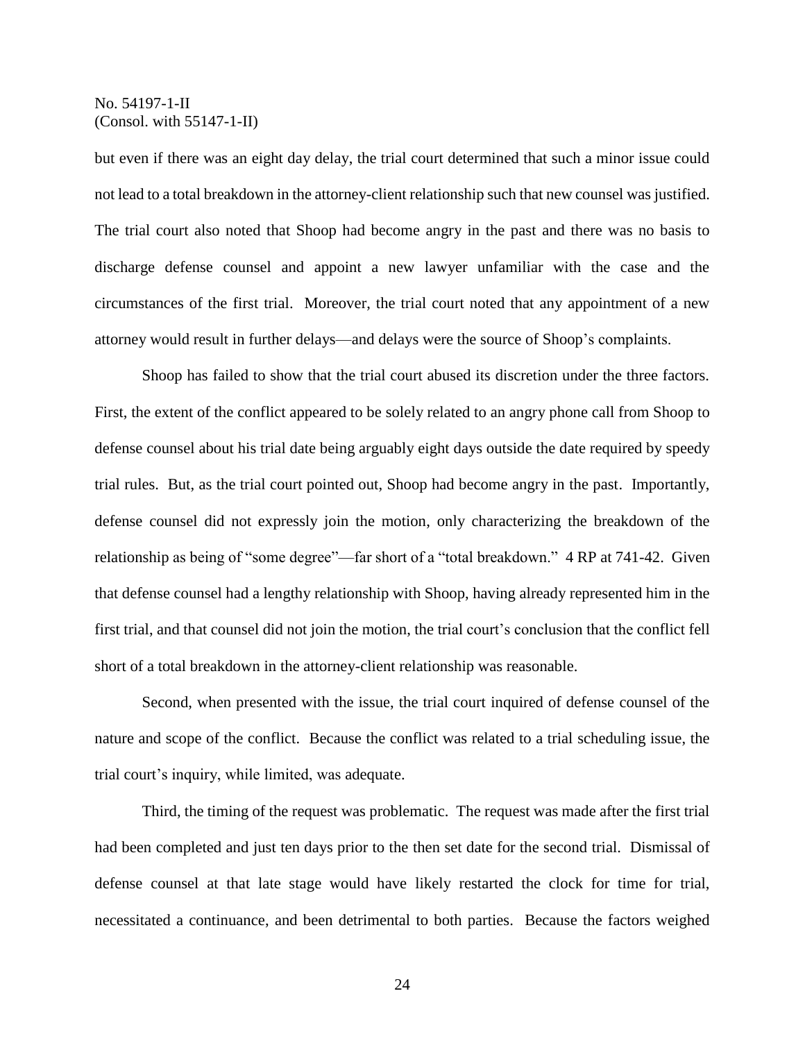but even if there was an eight day delay, the trial court determined that such a minor issue could not lead to a total breakdown in the attorney-client relationship such that new counsel was justified. The trial court also noted that Shoop had become angry in the past and there was no basis to discharge defense counsel and appoint a new lawyer unfamiliar with the case and the circumstances of the first trial. Moreover, the trial court noted that any appointment of a new attorney would result in further delays—and delays were the source of Shoop's complaints.

Shoop has failed to show that the trial court abused its discretion under the three factors. First, the extent of the conflict appeared to be solely related to an angry phone call from Shoop to defense counsel about his trial date being arguably eight days outside the date required by speedy trial rules. But, as the trial court pointed out, Shoop had become angry in the past. Importantly, defense counsel did not expressly join the motion, only characterizing the breakdown of the relationship as being of "some degree"—far short of a "total breakdown." 4 RP at 741-42. Given that defense counsel had a lengthy relationship with Shoop, having already represented him in the first trial, and that counsel did not join the motion, the trial court's conclusion that the conflict fell short of a total breakdown in the attorney-client relationship was reasonable.

Second, when presented with the issue, the trial court inquired of defense counsel of the nature and scope of the conflict. Because the conflict was related to a trial scheduling issue, the trial court's inquiry, while limited, was adequate.

Third, the timing of the request was problematic. The request was made after the first trial had been completed and just ten days prior to the then set date for the second trial. Dismissal of defense counsel at that late stage would have likely restarted the clock for time for trial, necessitated a continuance, and been detrimental to both parties. Because the factors weighed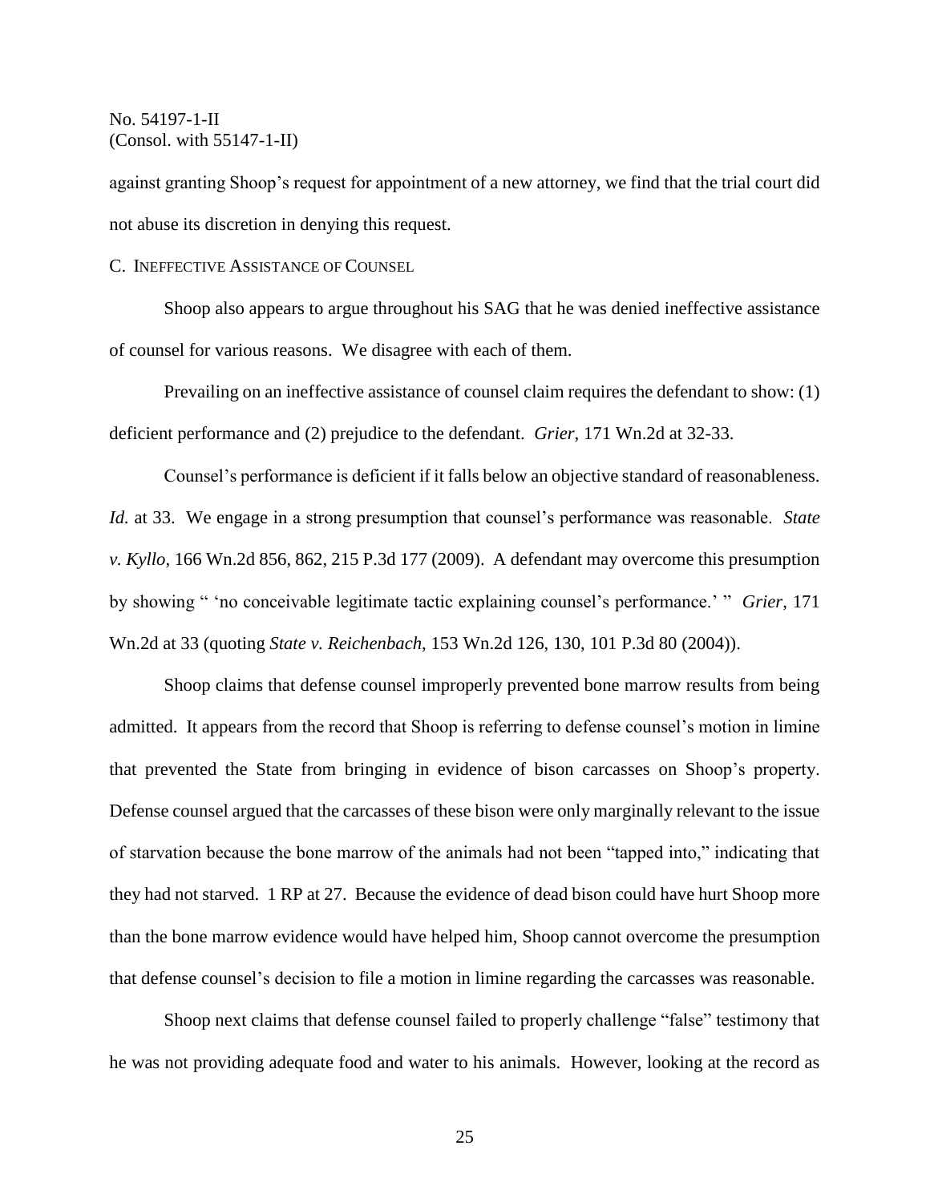against granting Shoop's request for appointment of a new attorney, we find that the trial court did not abuse its discretion in denying this request.

C. Ineffective Assistance of Counsel

Shoop also appears to argue throughout his SAG that he was denied ineffective assistance of counsel for various reasons. We disagree with each of them.

Prevailing on an ineffective assistance of counsel claim requires the defendant to show: (1) deficient performance and (2) prejudice to the defendant. *Grier*, 171 Wn.2d at 32-33.

Counsel's performance is deficient if it falls below an objective standard of reasonableness. *Id.* at 33. We engage in a strong presumption that counsel's performance was reasonable. *State v. Kyllo*, 166 Wn.2d 856, 862, 215 P.3d 177 (2009). A defendant may overcome this presumption by showing " 'no conceivable legitimate tactic explaining counsel's performance.' " *Grier*, 171 Wn.2d at 33 (quoting *State v. Reichenbach*, 153 Wn.2d 126, 130, 101 P.3d 80 (2004)).

Shoop claims that defense counsel improperly prevented bone marrow results from being admitted. It appears from the record that Shoop is referring to defense counsel's motion in limine that prevented the State from bringing in evidence of bison carcasses on Shoop's property. Defense counsel argued that the carcasses of these bison were only marginally relevant to the issue of starvation because the bone marrow of the animals had not been "tapped into," indicating that they had not starved. 1 RP at 27. Because the evidence of dead bison could have hurt Shoop more than the bone marrow evidence would have helped him, Shoop cannot overcome the presumption that defense counsel's decision to file a motion in limine regarding the carcasses was reasonable.

Shoop next claims that defense counsel failed to properly challenge "false" testimony that he was not providing adequate food and water to his animals. However, looking at the record as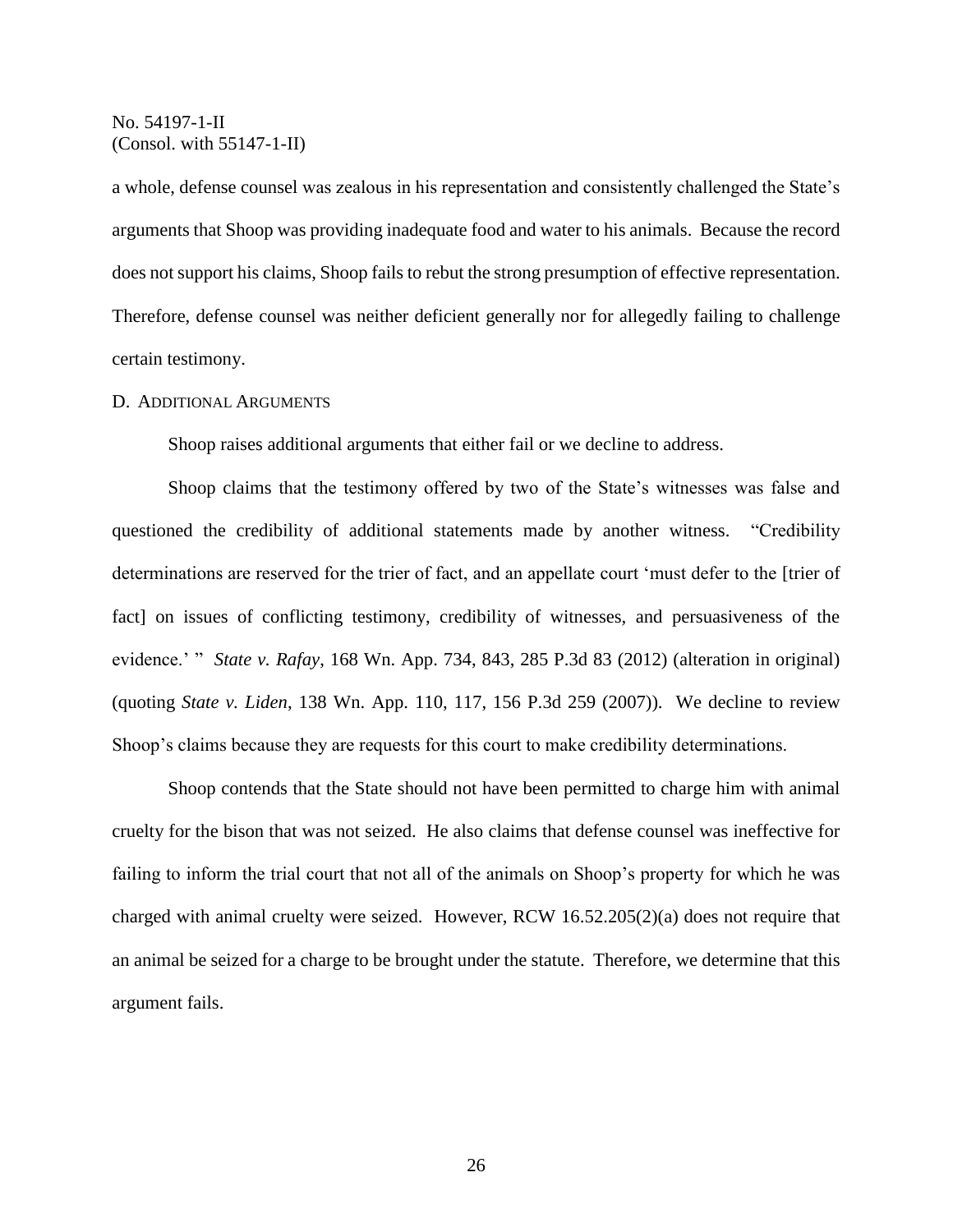a whole, defense counsel was zealous in his representation and consistently challenged the State's arguments that Shoop was providing inadequate food and water to his animals. Because the record does not support his claims, Shoop fails to rebut the strong presumption of effective representation. Therefore, defense counsel was neither deficient generally nor for allegedly failing to challenge certain testimony.

### D. Additional Arguments

Shoop raises additional arguments that either fail or we decline to address.

Shoop claims that the testimony offered by two of the State's witnesses was false and questioned the credibility of additional statements made by another witness. "Credibility determinations are reserved for the trier of fact, and an appellate court 'must defer to the [trier of fact] on issues of conflicting testimony, credibility of witnesses, and persuasiveness of the evidence.' " *State v. Rafay*, 168 Wn. App. 734, 843, 285 P.3d 83 (2012) (alteration in original) (quoting *State v. Liden*, 138 Wn. App. 110, 117, 156 P.3d 259 (2007)). We decline to review Shoop's claims because they are requests for this court to make credibility determinations.

Shoop contends that the State should not have been permitted to charge him with animal cruelty for the bison that was not seized. He also claims that defense counsel was ineffective for failing to inform the trial court that not all of the animals on Shoop's property for which he was charged with animal cruelty were seized. However, RCW 16.52.205(2)(a) does not require that an animal be seized for a charge to be brought under the statute. Therefore, we determine that this argument fails.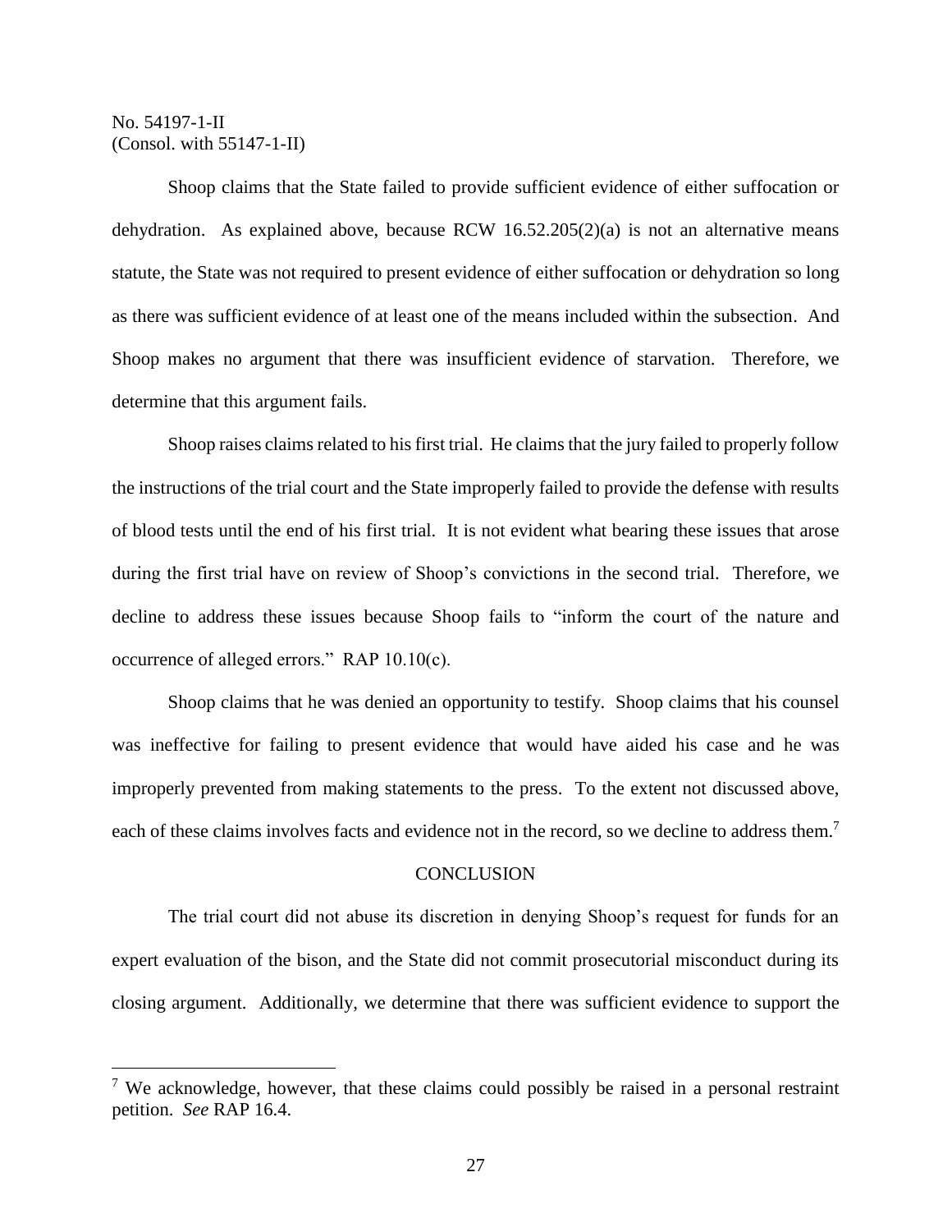Shoop claims that the State failed to provide sufficient evidence of either suffocation or dehydration. As explained above, because RCW 16.52.205(2)(a) is not an alternative means statute, the State was not required to present evidence of either suffocation or dehydration so long as there was sufficient evidence of at least one of the means included within the subsection. And Shoop makes no argument that there was insufficient evidence of starvation. Therefore, we determine that this argument fails.

Shoop raises claims related to his first trial. He claims that the jury failed to properly follow the instructions of the trial court and the State improperly failed to provide the defense with results of blood tests until the end of his first trial. It is not evident what bearing these issues that arose during the first trial have on review of Shoop's convictions in the second trial. Therefore, we decline to address these issues because Shoop fails to "inform the court of the nature and occurrence of alleged errors." RAP 10.10(c).

Shoop claims that he was denied an opportunity to testify. Shoop claims that his counsel was ineffective for failing to present evidence that would have aided his case and he was improperly prevented from making statements to the press. To the extent not discussed above, each of these claims involves facts and evidence not in the record, so we decline to address them.[7]

## CONCLUSION

The trial court did not abuse its discretion in denying Shoop's request for funds for an expert evaluation of the bison, and the State did not commit prosecutorial misconduct during its closing argument. Additionally, we determine that there was sufficient evidence to support the

---

[7] We acknowledge, however, that these claims could possibly be raised in a personal restraint petition. *See* RAP 16.4.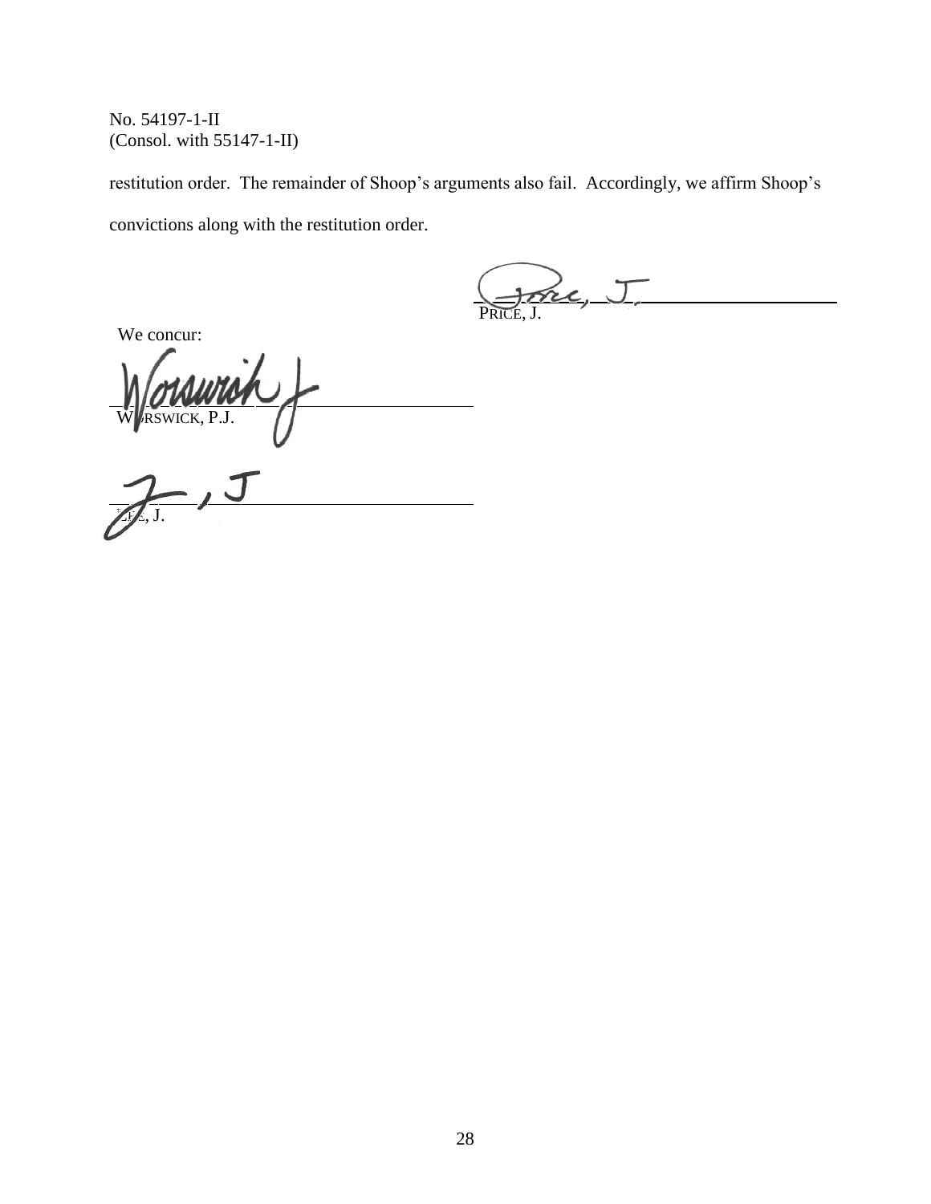No. 54197-1-II
(Consol. with 55147-1-II)

restitution order. The remainder of Shoop's arguments also fail. Accordingly, we affirm Shoop's convictions along with the restitution order.

PRICE, J.

We concur:

WORSWICK, P.J.

LEE, J.